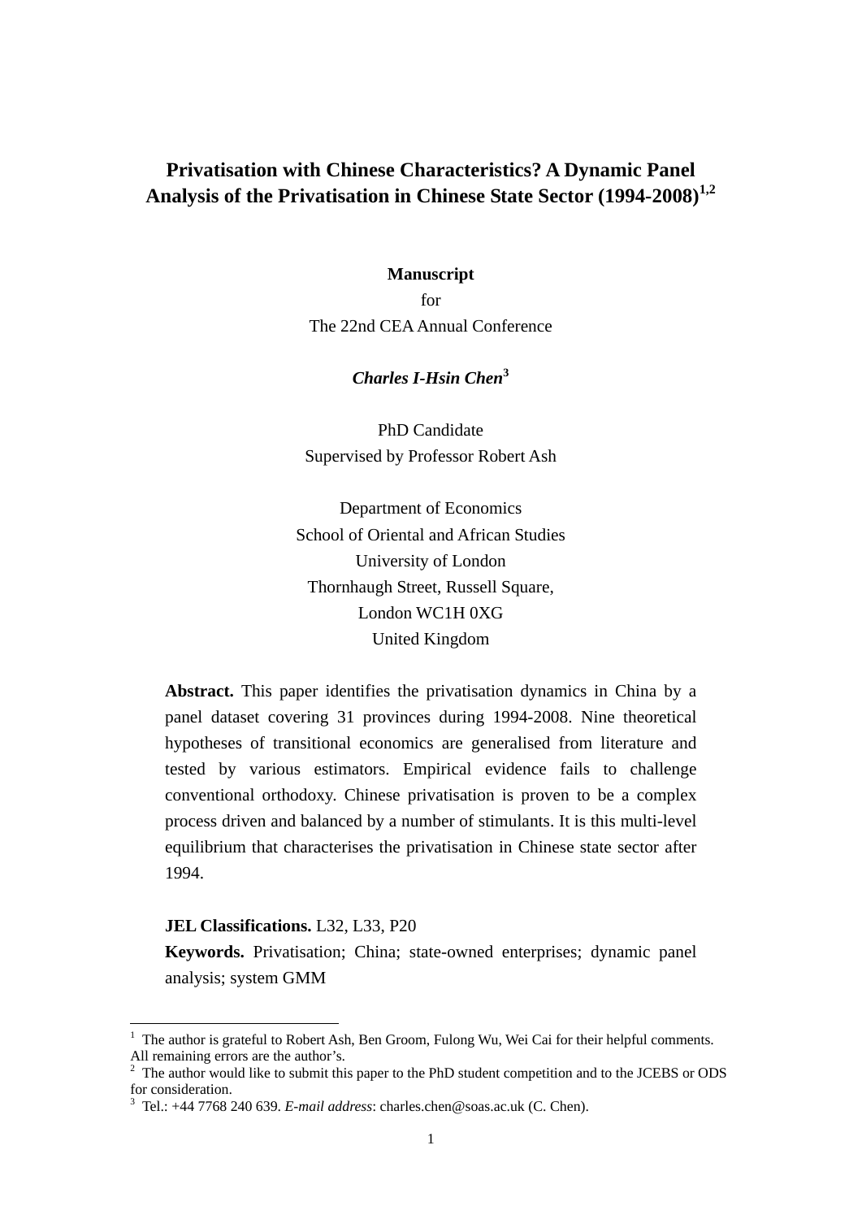# Privatisation with Chinese Characteristics? A Dynamic Panel Analysis of the Privatisation in Chinese State Sector (1994-2008)[1,2]

**Manuscript**

for

The 22nd CEA Annual Conference

***Charles I-Hsin Chen***[3]

PhD Candidate

Supervised by Professor Robert Ash

Department of Economics

School of Oriental and African Studies

University of London

Thornhaugh Street, Russell Square,

London WC1H 0XG

United Kingdom

**Abstract.** This paper identifies the privatisation dynamics in China by a panel dataset covering 31 provinces during 1994-2008. Nine theoretical hypotheses of transitional economics are generalised from literature and tested by various estimators. Empirical evidence fails to challenge conventional orthodoxy. Chinese privatisation is proven to be a complex process driven and balanced by a number of stimulants. It is this multi-level equilibrium that characterises the privatisation in Chinese state sector after 1994.

**JEL Classifications.** L32, L33, P20

**Keywords.** Privatisation; China; state-owned enterprises; dynamic panel analysis; system GMM

---

[1] The author is grateful to Robert Ash, Ben Groom, Fulong Wu, Wei Cai for their helpful comments. All remaining errors are the author's.

[2] The author would like to submit this paper to the PhD student competition and to the JCEBS or ODS for consideration.

[3] Tel.: +44 7768 240 639. *E-mail address*: charles.chen@soas.ac.uk (C. Chen).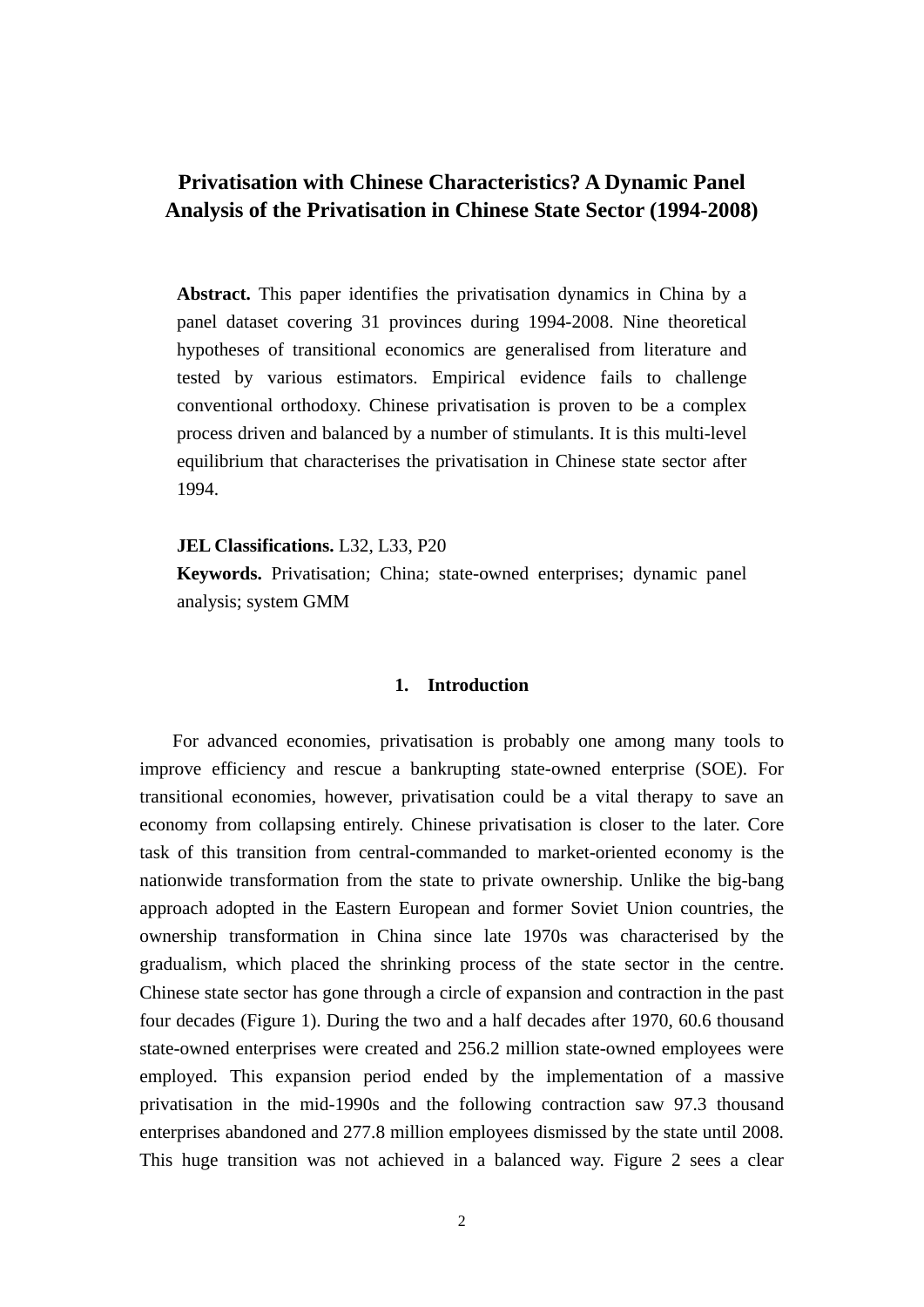# Privatisation with Chinese Characteristics? A Dynamic Panel Analysis of the Privatisation in Chinese State Sector (1994-2008)

**Abstract.** This paper identifies the privatisation dynamics in China by a panel dataset covering 31 provinces during 1994-2008. Nine theoretical hypotheses of transitional economics are generalised from literature and tested by various estimators. Empirical evidence fails to challenge conventional orthodoxy. Chinese privatisation is proven to be a complex process driven and balanced by a number of stimulants. It is this multi-level equilibrium that characterises the privatisation in Chinese state sector after 1994.

**JEL Classifications.** L32, L33, P20

**Keywords.** Privatisation; China; state-owned enterprises; dynamic panel analysis; system GMM

## 1. Introduction

For advanced economies, privatisation is probably one among many tools to improve efficiency and rescue a bankrupting state-owned enterprise (SOE). For transitional economies, however, privatisation could be a vital therapy to save an economy from collapsing entirely. Chinese privatisation is closer to the later. Core task of this transition from central-commanded to market-oriented economy is the nationwide transformation from the state to private ownership. Unlike the big-bang approach adopted in the Eastern European and former Soviet Union countries, the ownership transformation in China since late 1970s was characterised by the gradualism, which placed the shrinking process of the state sector in the centre. Chinese state sector has gone through a circle of expansion and contraction in the past four decades (Figure 1). During the two and a half decades after 1970, 60.6 thousand state-owned enterprises were created and 256.2 million state-owned employees were employed. This expansion period ended by the implementation of a massive privatisation in the mid-1990s and the following contraction saw 97.3 thousand enterprises abandoned and 277.8 million employees dismissed by the state until 2008. This huge transition was not achieved in a balanced way. Figure 2 sees a clear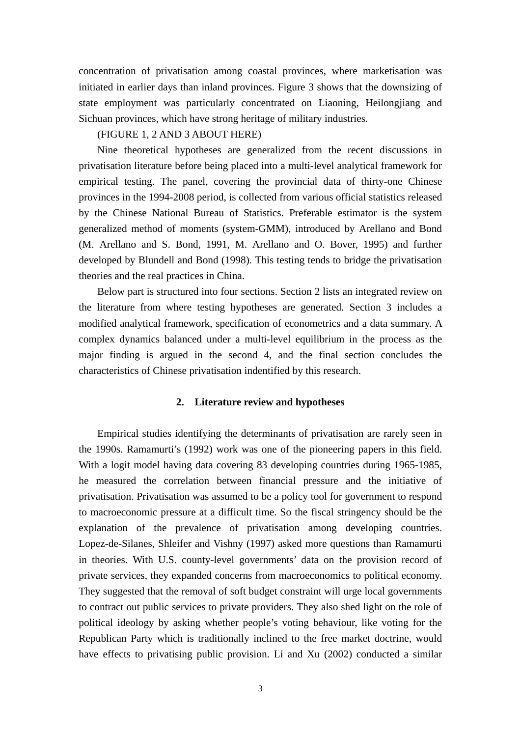concentration of privatisation among coastal provinces, where marketisation was initiated in earlier days than inland provinces. Figure 3 shows that the downsizing of state employment was particularly concentrated on Liaoning, Heilongjiang and Sichuan provinces, which have strong heritage of military industries.

(FIGURE 1, 2 AND 3 ABOUT HERE)

Nine theoretical hypotheses are generalized from the recent discussions in privatisation literature before being placed into a multi-level analytical framework for empirical testing. The panel, covering the provincial data of thirty-one Chinese provinces in the 1994-2008 period, is collected from various official statistics released by the Chinese National Bureau of Statistics. Preferable estimator is the system generalized method of moments (system-GMM), introduced by Arellano and Bond (M. Arellano and S. Bond, 1991, M. Arellano and O. Bover, 1995) and further developed by Blundell and Bond (1998). This testing tends to bridge the privatisation theories and the real practices in China.

Below part is structured into four sections. Section 2 lists an integrated review on the literature from where testing hypotheses are generated. Section 3 includes a modified analytical framework, specification of econometrics and a data summary. A complex dynamics balanced under a multi-level equilibrium in the process as the major finding is argued in the second 4, and the final section concludes the characteristics of Chinese privatisation indentified by this research.

## 2. Literature review and hypotheses

Empirical studies identifying the determinants of privatisation are rarely seen in the 1990s. Ramamurti's (1992) work was one of the pioneering papers in this field. With a logit model having data covering 83 developing countries during 1965-1985, he measured the correlation between financial pressure and the initiative of privatisation. Privatisation was assumed to be a policy tool for government to respond to macroeconomic pressure at a difficult time. So the fiscal stringency should be the explanation of the prevalence of privatisation among developing countries. Lopez-de-Silanes, Shleifer and Vishny (1997) asked more questions than Ramamurti in theories. With U.S. county-level governments' data on the provision record of private services, they expanded concerns from macroeconomics to political economy. They suggested that the removal of soft budget constraint will urge local governments to contract out public services to private providers. They also shed light on the role of political ideology by asking whether people's voting behaviour, like voting for the Republican Party which is traditionally inclined to the free market doctrine, would have effects to privatising public provision. Li and Xu (2002) conducted a similar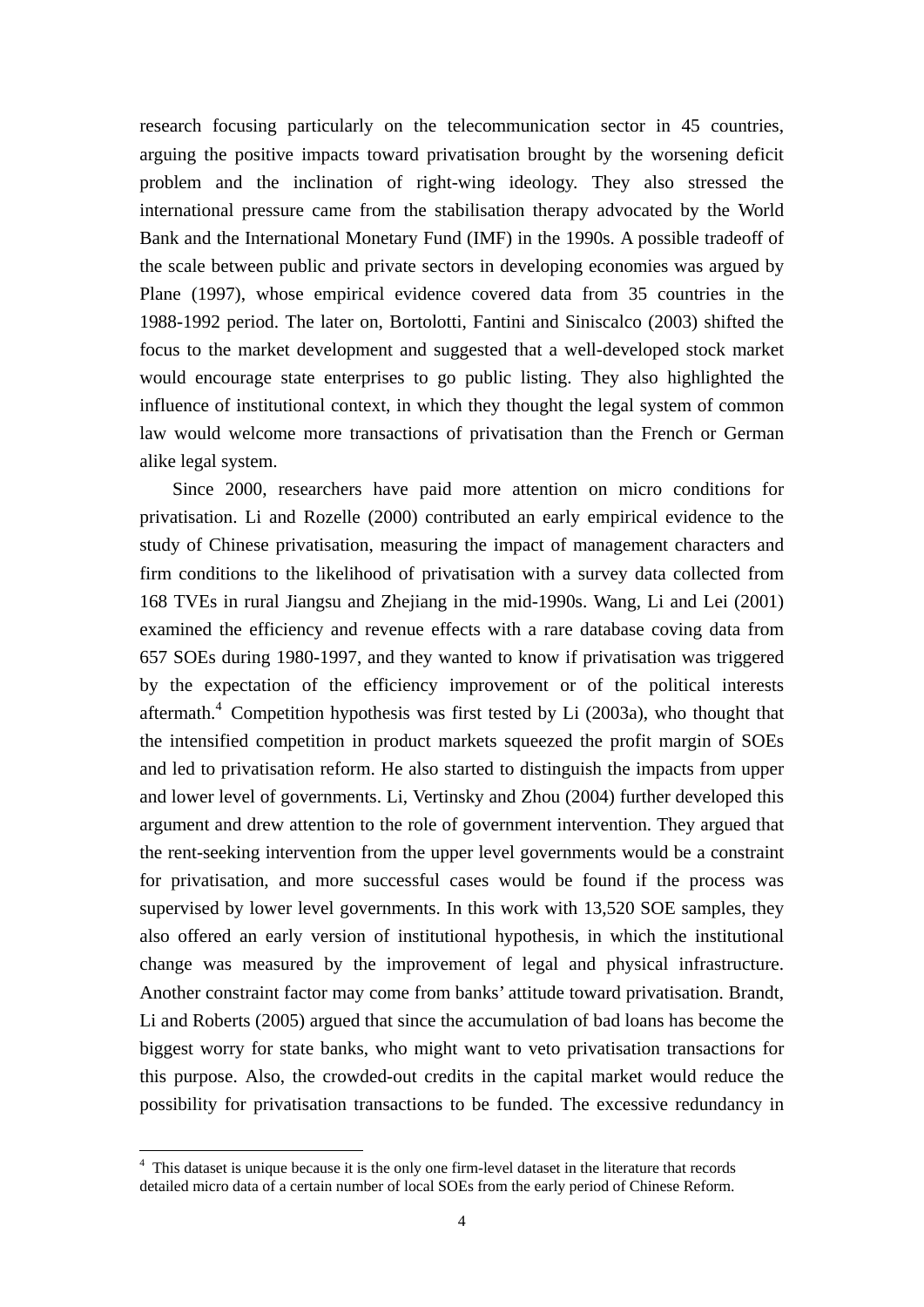research focusing particularly on the telecommunication sector in 45 countries, arguing the positive impacts toward privatisation brought by the worsening deficit problem and the inclination of right-wing ideology. They also stressed the international pressure came from the stabilisation therapy advocated by the World Bank and the International Monetary Fund (IMF) in the 1990s. A possible tradeoff of the scale between public and private sectors in developing economies was argued by Plane (1997), whose empirical evidence covered data from 35 countries in the 1988-1992 period. The later on, Bortolotti, Fantini and Siniscalco (2003) shifted the focus to the market development and suggested that a well-developed stock market would encourage state enterprises to go public listing. They also highlighted the influence of institutional context, in which they thought the legal system of common law would welcome more transactions of privatisation than the French or German alike legal system.

Since 2000, researchers have paid more attention on micro conditions for privatisation. Li and Rozelle (2000) contributed an early empirical evidence to the study of Chinese privatisation, measuring the impact of management characters and firm conditions to the likelihood of privatisation with a survey data collected from 168 TVEs in rural Jiangsu and Zhejiang in the mid-1990s. Wang, Li and Lei (2001) examined the efficiency and revenue effects with a rare database coving data from 657 SOEs during 1980-1997, and they wanted to know if privatisation was triggered by the expectation of the efficiency improvement or of the political interests aftermath.[4] Competition hypothesis was first tested by Li (2003a), who thought that the intensified competition in product markets squeezed the profit margin of SOEs and led to privatisation reform. He also started to distinguish the impacts from upper and lower level of governments. Li, Vertinsky and Zhou (2004) further developed this argument and drew attention to the role of government intervention. They argued that the rent-seeking intervention from the upper level governments would be a constraint for privatisation, and more successful cases would be found if the process was supervised by lower level governments. In this work with 13,520 SOE samples, they also offered an early version of institutional hypothesis, in which the institutional change was measured by the improvement of legal and physical infrastructure. Another constraint factor may come from banks' attitude toward privatisation. Brandt, Li and Roberts (2005) argued that since the accumulation of bad loans has become the biggest worry for state banks, who might want to veto privatisation transactions for this purpose. Also, the crowded-out credits in the capital market would reduce the possibility for privatisation transactions to be funded. The excessive redundancy in

[4] This dataset is unique because it is the only one firm-level dataset in the literature that records detailed micro data of a certain number of local SOEs from the early period of Chinese Reform.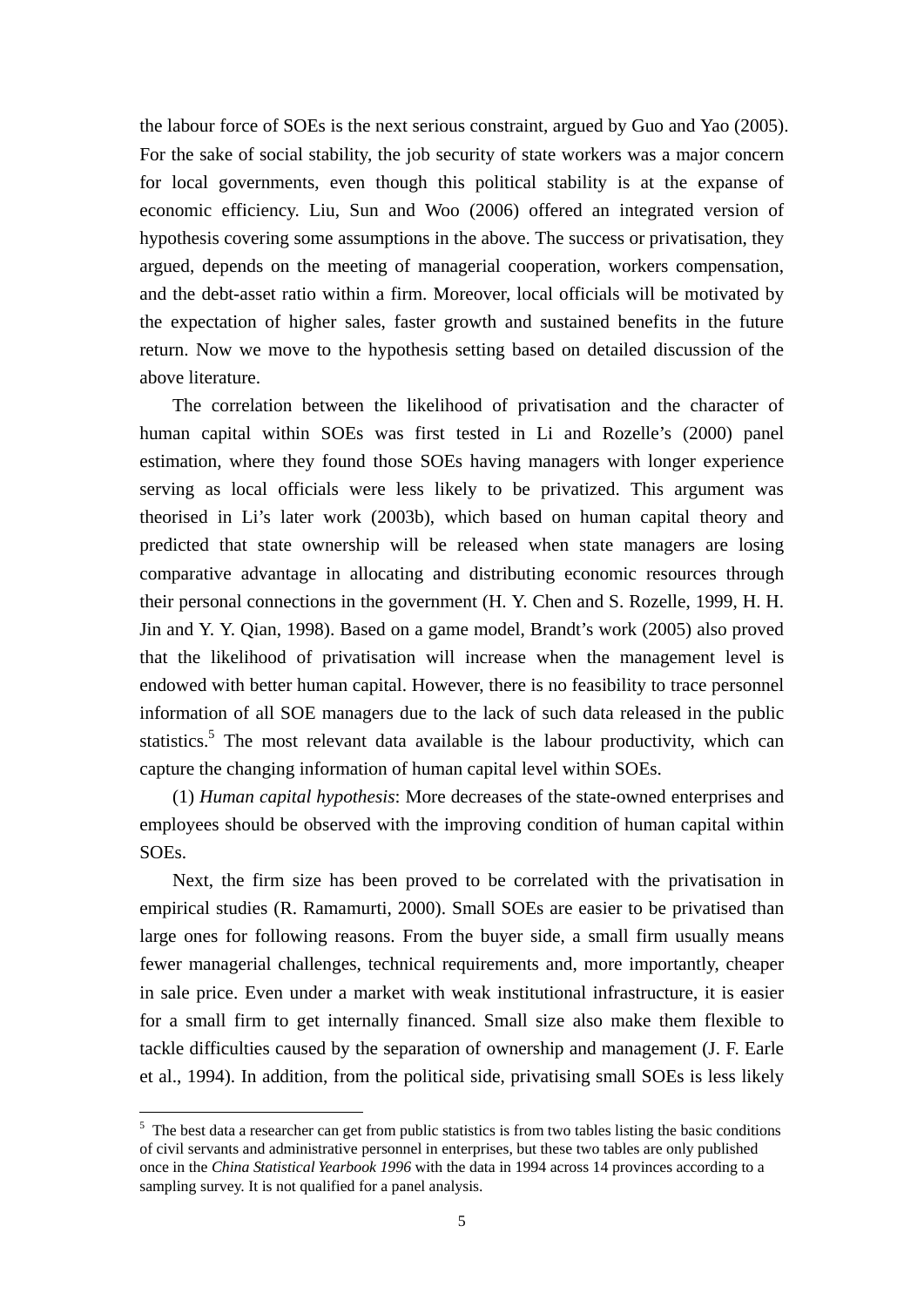the labour force of SOEs is the next serious constraint, argued by Guo and Yao (2005). For the sake of social stability, the job security of state workers was a major concern for local governments, even though this political stability is at the expanse of economic efficiency. Liu, Sun and Woo (2006) offered an integrated version of hypothesis covering some assumptions in the above. The success or privatisation, they argued, depends on the meeting of managerial cooperation, workers compensation, and the debt-asset ratio within a firm. Moreover, local officials will be motivated by the expectation of higher sales, faster growth and sustained benefits in the future return. Now we move to the hypothesis setting based on detailed discussion of the above literature.

The correlation between the likelihood of privatisation and the character of human capital within SOEs was first tested in Li and Rozelle's (2000) panel estimation, where they found those SOEs having managers with longer experience serving as local officials were less likely to be privatized. This argument was theorised in Li's later work (2003b), which based on human capital theory and predicted that state ownership will be released when state managers are losing comparative advantage in allocating and distributing economic resources through their personal connections in the government (H. Y. Chen and S. Rozelle, 1999, H. H. Jin and Y. Y. Qian, 1998). Based on a game model, Brandt's work (2005) also proved that the likelihood of privatisation will increase when the management level is endowed with better human capital. However, there is no feasibility to trace personnel information of all SOE managers due to the lack of such data released in the public statistics.[5] The most relevant data available is the labour productivity, which can capture the changing information of human capital level within SOEs.

(1) *Human capital hypothesis*: More decreases of the state-owned enterprises and employees should be observed with the improving condition of human capital within SOEs.

Next, the firm size has been proved to be correlated with the privatisation in empirical studies (R. Ramamurti, 2000). Small SOEs are easier to be privatised than large ones for following reasons. From the buyer side, a small firm usually means fewer managerial challenges, technical requirements and, more importantly, cheaper in sale price. Even under a market with weak institutional infrastructure, it is easier for a small firm to get internally financed. Small size also make them flexible to tackle difficulties caused by the separation of ownership and management (J. F. Earle et al., 1994). In addition, from the political side, privatising small SOEs is less likely

[5] The best data a researcher can get from public statistics is from two tables listing the basic conditions of civil servants and administrative personnel in enterprises, but these two tables are only published once in the *China Statistical Yearbook 1996* with the data in 1994 across 14 provinces according to a sampling survey. It is not qualified for a panel analysis.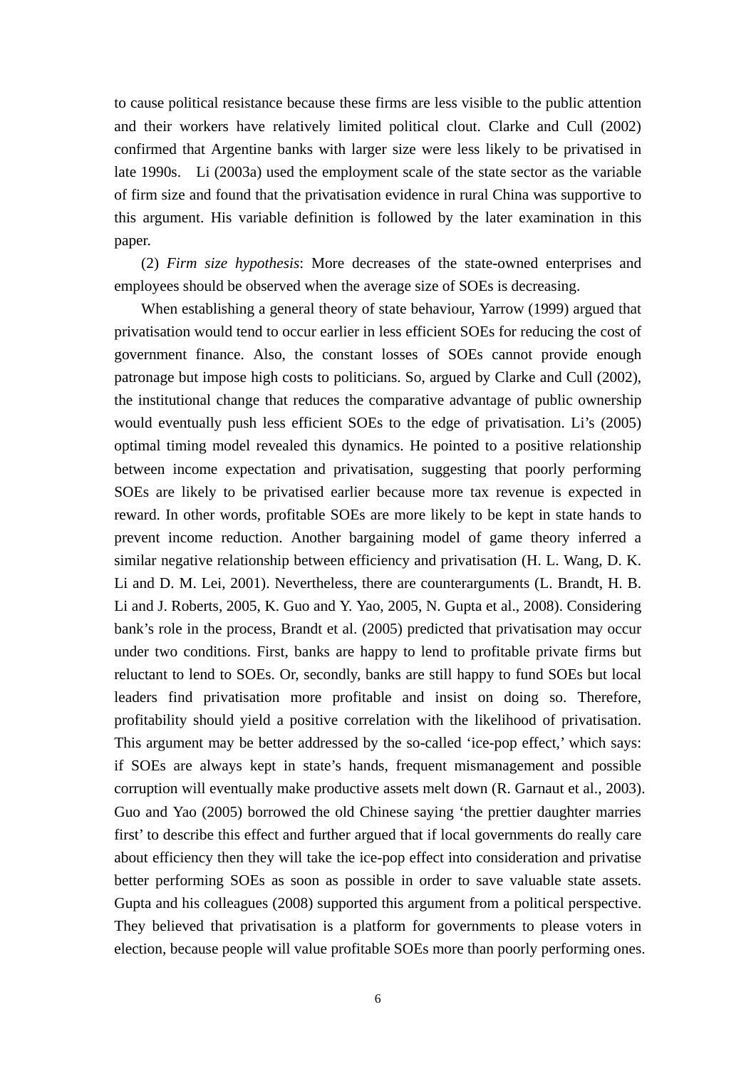to cause political resistance because these firms are less visible to the public attention and their workers have relatively limited political clout. Clarke and Cull (2002) confirmed that Argentine banks with larger size were less likely to be privatised in late 1990s. Li (2003a) used the employment scale of the state sector as the variable of firm size and found that the privatisation evidence in rural China was supportive to this argument. His variable definition is followed by the later examination in this paper.

(2) *Firm size hypothesis*: More decreases of the state-owned enterprises and employees should be observed when the average size of SOEs is decreasing.

When establishing a general theory of state behaviour, Yarrow (1999) argued that privatisation would tend to occur earlier in less efficient SOEs for reducing the cost of government finance. Also, the constant losses of SOEs cannot provide enough patronage but impose high costs to politicians. So, argued by Clarke and Cull (2002), the institutional change that reduces the comparative advantage of public ownership would eventually push less efficient SOEs to the edge of privatisation. Li's (2005) optimal timing model revealed this dynamics. He pointed to a positive relationship between income expectation and privatisation, suggesting that poorly performing SOEs are likely to be privatised earlier because more tax revenue is expected in reward. In other words, profitable SOEs are more likely to be kept in state hands to prevent income reduction. Another bargaining model of game theory inferred a similar negative relationship between efficiency and privatisation (H. L. Wang, D. K. Li and D. M. Lei, 2001). Nevertheless, there are counterarguments (L. Brandt, H. B. Li and J. Roberts, 2005, K. Guo and Y. Yao, 2005, N. Gupta et al., 2008). Considering bank's role in the process, Brandt et al. (2005) predicted that privatisation may occur under two conditions. First, banks are happy to lend to profitable private firms but reluctant to lend to SOEs. Or, secondly, banks are still happy to fund SOEs but local leaders find privatisation more profitable and insist on doing so. Therefore, profitability should yield a positive correlation with the likelihood of privatisation. This argument may be better addressed by the so-called 'ice-pop effect,' which says: if SOEs are always kept in state's hands, frequent mismanagement and possible corruption will eventually make productive assets melt down (R. Garnaut et al., 2003). Guo and Yao (2005) borrowed the old Chinese saying 'the prettier daughter marries first' to describe this effect and further argued that if local governments do really care about efficiency then they will take the ice-pop effect into consideration and privatise better performing SOEs as soon as possible in order to save valuable state assets. Gupta and his colleagues (2008) supported this argument from a political perspective. They believed that privatisation is a platform for governments to please voters in election, because people will value profitable SOEs more than poorly performing ones.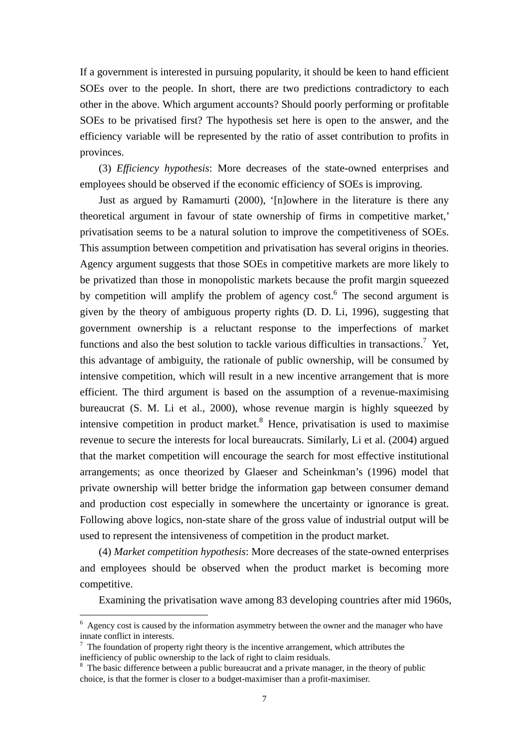If a government is interested in pursuing popularity, it should be keen to hand efficient SOEs over to the people. In short, there are two predictions contradictory to each other in the above. Which argument accounts? Should poorly performing or profitable SOEs to be privatised first? The hypothesis set here is open to the answer, and the efficiency variable will be represented by the ratio of asset contribution to profits in provinces.

(3) *Efficiency hypothesis*: More decreases of the state-owned enterprises and employees should be observed if the economic efficiency of SOEs is improving.

Just as argued by Ramamurti (2000), '[n]owhere in the literature is there any theoretical argument in favour of state ownership of firms in competitive market,' privatisation seems to be a natural solution to improve the competitiveness of SOEs. This assumption between competition and privatisation has several origins in theories. Agency argument suggests that those SOEs in competitive markets are more likely to be privatized than those in monopolistic markets because the profit margin squeezed by competition will amplify the problem of agency cost.[6] The second argument is given by the theory of ambiguous property rights (D. D. Li, 1996), suggesting that government ownership is a reluctant response to the imperfections of market functions and also the best solution to tackle various difficulties in transactions.[7] Yet, this advantage of ambiguity, the rationale of public ownership, will be consumed by intensive competition, which will result in a new incentive arrangement that is more efficient. The third argument is based on the assumption of a revenue-maximising bureaucrat (S. M. Li et al., 2000), whose revenue margin is highly squeezed by intensive competition in product market.[8] Hence, privatisation is used to maximise revenue to secure the interests for local bureaucrats. Similarly, Li et al. (2004) argued that the market competition will encourage the search for most effective institutional arrangements; as once theorized by Glaeser and Scheinkman's (1996) model that private ownership will better bridge the information gap between consumer demand and production cost especially in somewhere the uncertainty or ignorance is great. Following above logics, non-state share of the gross value of industrial output will be used to represent the intensiveness of competition in the product market.

(4) *Market competition hypothesis*: More decreases of the state-owned enterprises and employees should be observed when the product market is becoming more competitive.

Examining the privatisation wave among 83 developing countries after mid 1960s,

---

[6] Agency cost is caused by the information asymmetry between the owner and the manager who have innate conflict in interests.

[7] The foundation of property right theory is the incentive arrangement, which attributes the inefficiency of public ownership to the lack of right to claim residuals.

[8] The basic difference between a public bureaucrat and a private manager, in the theory of public choice, is that the former is closer to a budget-maximiser than a profit-maximiser.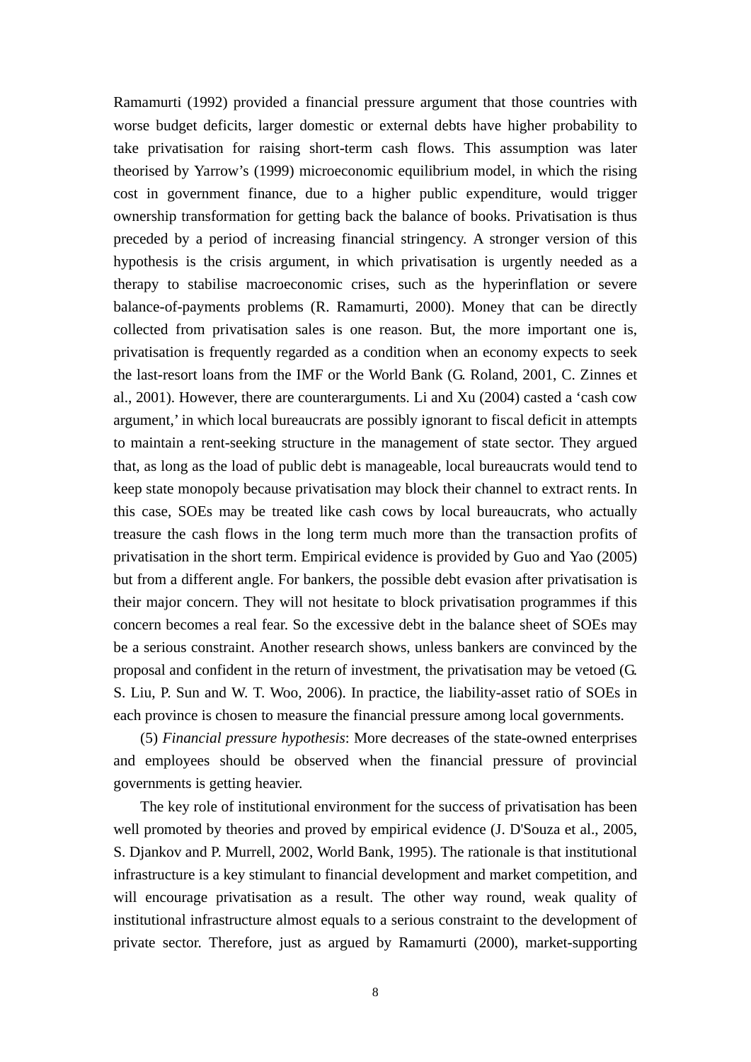Ramamurti (1992) provided a financial pressure argument that those countries with worse budget deficits, larger domestic or external debts have higher probability to take privatisation for raising short-term cash flows. This assumption was later theorised by Yarrow's (1999) microeconomic equilibrium model, in which the rising cost in government finance, due to a higher public expenditure, would trigger ownership transformation for getting back the balance of books. Privatisation is thus preceded by a period of increasing financial stringency. A stronger version of this hypothesis is the crisis argument, in which privatisation is urgently needed as a therapy to stabilise macroeconomic crises, such as the hyperinflation or severe balance-of-payments problems (R. Ramamurti, 2000). Money that can be directly collected from privatisation sales is one reason. But, the more important one is, privatisation is frequently regarded as a condition when an economy expects to seek the last-resort loans from the IMF or the World Bank (G. Roland, 2001, C. Zinnes et al., 2001). However, there are counterarguments. Li and Xu (2004) casted a 'cash cow argument,' in which local bureaucrats are possibly ignorant to fiscal deficit in attempts to maintain a rent-seeking structure in the management of state sector. They argued that, as long as the load of public debt is manageable, local bureaucrats would tend to keep state monopoly because privatisation may block their channel to extract rents. In this case, SOEs may be treated like cash cows by local bureaucrats, who actually treasure the cash flows in the long term much more than the transaction profits of privatisation in the short term. Empirical evidence is provided by Guo and Yao (2005) but from a different angle. For bankers, the possible debt evasion after privatisation is their major concern. They will not hesitate to block privatisation programmes if this concern becomes a real fear. So the excessive debt in the balance sheet of SOEs may be a serious constraint. Another research shows, unless bankers are convinced by the proposal and confident in the return of investment, the privatisation may be vetoed (G. S. Liu, P. Sun and W. T. Woo, 2006). In practice, the liability-asset ratio of SOEs in each province is chosen to measure the financial pressure among local governments.

(5) *Financial pressure hypothesis*: More decreases of the state-owned enterprises and employees should be observed when the financial pressure of provincial governments is getting heavier.

The key role of institutional environment for the success of privatisation has been well promoted by theories and proved by empirical evidence (J. D'Souza et al., 2005, S. Djankov and P. Murrell, 2002, World Bank, 1995). The rationale is that institutional infrastructure is a key stimulant to financial development and market competition, and will encourage privatisation as a result. The other way round, weak quality of institutional infrastructure almost equals to a serious constraint to the development of private sector. Therefore, just as argued by Ramamurti (2000), market-supporting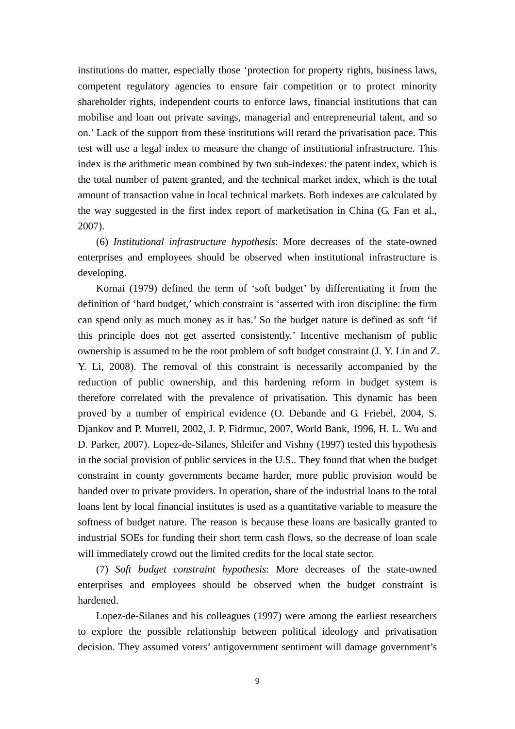institutions do matter, especially those ‘protection for property rights, business laws, competent regulatory agencies to ensure fair competition or to protect minority shareholder rights, independent courts to enforce laws, financial institutions that can mobilise and loan out private savings, managerial and entrepreneurial talent, and so on.’ Lack of the support from these institutions will retard the privatisation pace. This test will use a legal index to measure the change of institutional infrastructure. This index is the arithmetic mean combined by two sub-indexes: the patent index, which is the total number of patent granted, and the technical market index, which is the total amount of transaction value in local technical markets. Both indexes are calculated by the way suggested in the first index report of marketisation in China (G. Fan et al., 2007).

(6) *Institutional infrastructure hypothesis*: More decreases of the state-owned enterprises and employees should be observed when institutional infrastructure is developing.

Kornai (1979) defined the term of ‘soft budget’ by differentiating it from the definition of ‘hard budget,’ which constraint is ‘asserted with iron discipline: the firm can spend only as much money as it has.’ So the budget nature is defined as soft ‘if this principle does not get asserted consistently.’ Incentive mechanism of public ownership is assumed to be the root problem of soft budget constraint (J. Y. Lin and Z. Y. Li, 2008). The removal of this constraint is necessarily accompanied by the reduction of public ownership, and this hardening reform in budget system is therefore correlated with the prevalence of privatisation. This dynamic has been proved by a number of empirical evidence (O. Debande and G. Friebel, 2004, S. Djankov and P. Murrell, 2002, J. P. Fidrmuc, 2007, World Bank, 1996, H. L. Wu and D. Parker, 2007). Lopez-de-Silanes, Shleifer and Vishny (1997) tested this hypothesis in the social provision of public services in the U.S.. They found that when the budget constraint in county governments became harder, more public provision would be handed over to private providers. In operation, share of the industrial loans to the total loans lent by local financial institutes is used as a quantitative variable to measure the softness of budget nature. The reason is because these loans are basically granted to industrial SOEs for funding their short term cash flows, so the decrease of loan scale will immediately crowd out the limited credits for the local state sector.

(7) *Soft budget constraint hypothesis*: More decreases of the state-owned enterprises and employees should be observed when the budget constraint is hardened.

Lopez-de-Silanes and his colleagues (1997) were among the earliest researchers to explore the possible relationship between political ideology and privatisation decision. They assumed voters’ antigovernment sentiment will damage government’s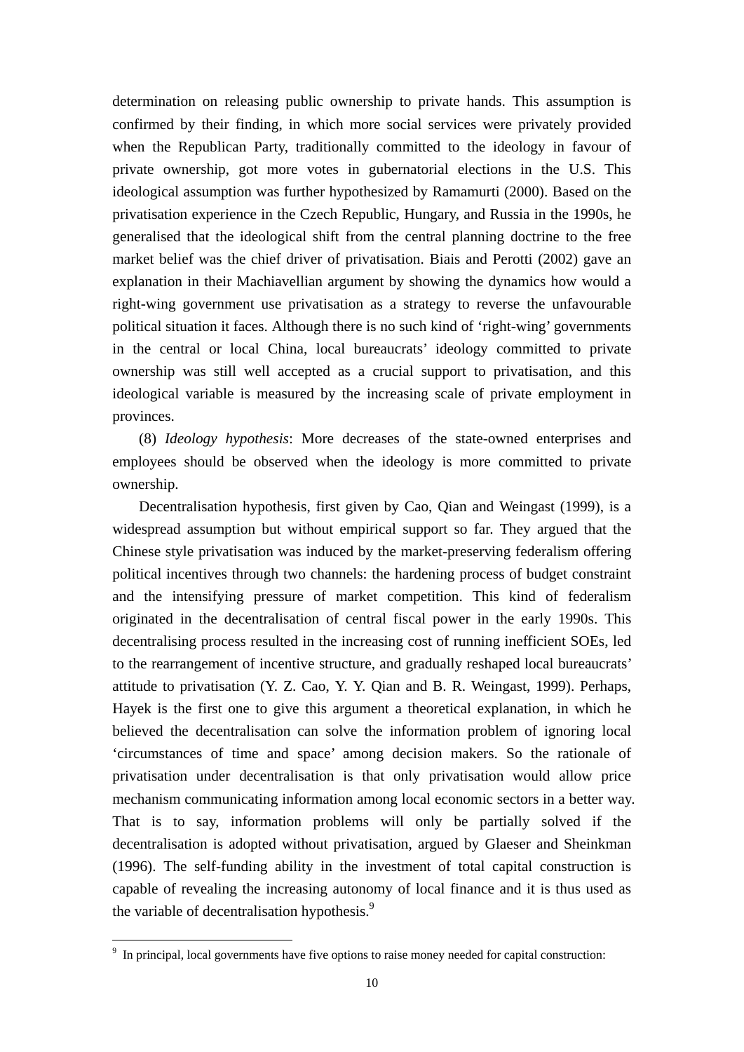determination on releasing public ownership to private hands. This assumption is confirmed by their finding, in which more social services were privately provided when the Republican Party, traditionally committed to the ideology in favour of private ownership, got more votes in gubernatorial elections in the U.S. This ideological assumption was further hypothesized by Ramamurti (2000). Based on the privatisation experience in the Czech Republic, Hungary, and Russia in the 1990s, he generalised that the ideological shift from the central planning doctrine to the free market belief was the chief driver of privatisation. Biais and Perotti (2002) gave an explanation in their Machiavellian argument by showing the dynamics how would a right-wing government use privatisation as a strategy to reverse the unfavourable political situation it faces. Although there is no such kind of 'right-wing' governments in the central or local China, local bureaucrats' ideology committed to private ownership was still well accepted as a crucial support to privatisation, and this ideological variable is measured by the increasing scale of private employment in provinces.

(8) *Ideology hypothesis*: More decreases of the state-owned enterprises and employees should be observed when the ideology is more committed to private ownership.

Decentralisation hypothesis, first given by Cao, Qian and Weingast (1999), is a widespread assumption but without empirical support so far. They argued that the Chinese style privatisation was induced by the market-preserving federalism offering political incentives through two channels: the hardening process of budget constraint and the intensifying pressure of market competition. This kind of federalism originated in the decentralisation of central fiscal power in the early 1990s. This decentralising process resulted in the increasing cost of running inefficient SOEs, led to the rearrangement of incentive structure, and gradually reshaped local bureaucrats' attitude to privatisation (Y. Z. Cao, Y. Y. Qian and B. R. Weingast, 1999). Perhaps, Hayek is the first one to give this argument a theoretical explanation, in which he believed the decentralisation can solve the information problem of ignoring local 'circumstances of time and space' among decision makers. So the rationale of privatisation under decentralisation is that only privatisation would allow price mechanism communicating information among local economic sectors in a better way. That is to say, information problems will only be partially solved if the decentralisation is adopted without privatisation, argued by Glaeser and Sheinkman (1996). The self-funding ability in the investment of total capital construction is capable of revealing the increasing autonomy of local finance and it is thus used as the variable of decentralisation hypothesis.[9]

[9] In principal, local governments have five options to raise money needed for capital construction: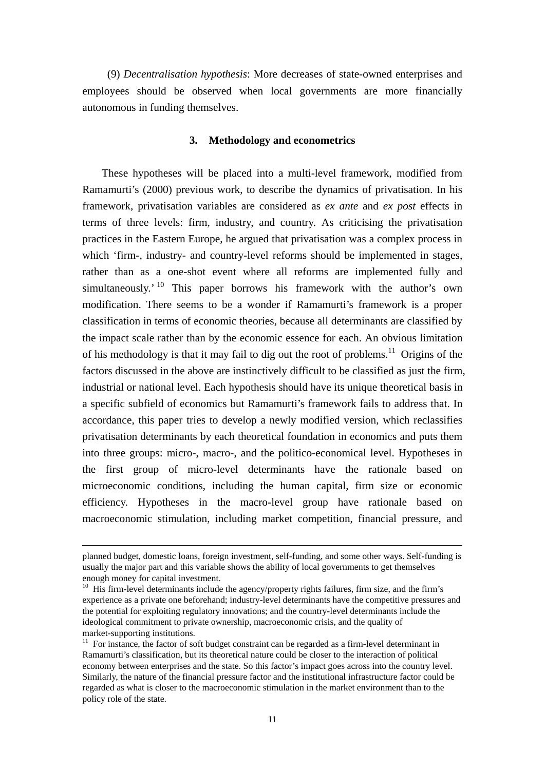(9) *Decentralisation hypothesis*: More decreases of state-owned enterprises and employees should be observed when local governments are more financially autonomous in funding themselves.

### 3. Methodology and econometrics

These hypotheses will be placed into a multi-level framework, modified from Ramamurti's (2000) previous work, to describe the dynamics of privatisation. In his framework, privatisation variables are considered as *ex ante* and *ex post* effects in terms of three levels: firm, industry, and country. As criticising the privatisation practices in the Eastern Europe, he argued that privatisation was a complex process in which 'firm-, industry- and country-level reforms should be implemented in stages, rather than as a one-shot event where all reforms are implemented fully and simultaneously.' [10] This paper borrows his framework with the author's own modification. There seems to be a wonder if Ramamurti's framework is a proper classification in terms of economic theories, because all determinants are classified by the impact scale rather than by the economic essence for each. An obvious limitation of his methodology is that it may fail to dig out the root of problems.[11] Origins of the factors discussed in the above are instinctively difficult to be classified as just the firm, industrial or national level. Each hypothesis should have its unique theoretical basis in a specific subfield of economics but Ramamurti's framework fails to address that. In accordance, this paper tries to develop a newly modified version, which reclassifies privatisation determinants by each theoretical foundation in economics and puts them into three groups: micro-, macro-, and the politico-economical level. Hypotheses in the first group of micro-level determinants have the rationale based on microeconomic conditions, including the human capital, firm size or economic efficiency. Hypotheses in the macro-level group have rationale based on macroeconomic stimulation, including market competition, financial pressure, and

---

planned budget, domestic loans, foreign investment, self-funding, and some other ways. Self-funding is usually the major part and this variable shows the ability of local governments to get themselves enough money for capital investment.

[10] His firm-level determinants include the agency/property rights failures, firm size, and the firm's experience as a private one beforehand; industry-level determinants have the competitive pressures and the potential for exploiting regulatory innovations; and the country-level determinants include the ideological commitment to private ownership, macroeconomic crisis, and the quality of market-supporting institutions.

[11] For instance, the factor of soft budget constraint can be regarded as a firm-level determinant in Ramamurti's classification, but its theoretical nature could be closer to the interaction of political economy between enterprises and the state. So this factor's impact goes across into the country level. Similarly, the nature of the financial pressure factor and the institutional infrastructure factor could be regarded as what is closer to the macroeconomic stimulation in the market environment than to the policy role of the state.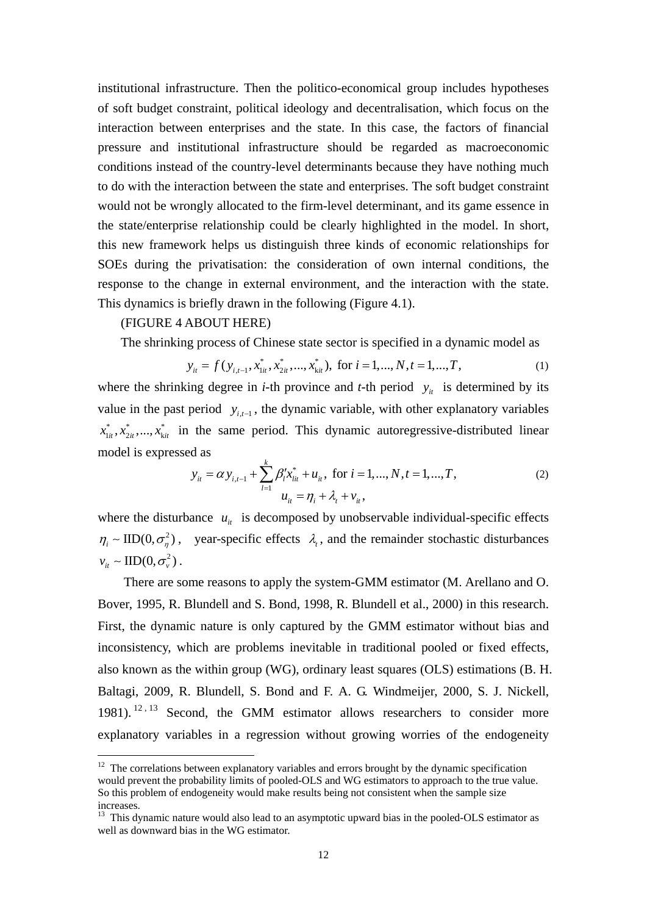institutional infrastructure. Then the politico-economical group includes hypotheses of soft budget constraint, political ideology and decentralisation, which focus on the interaction between enterprises and the state. In this case, the factors of financial pressure and institutional infrastructure should be regarded as macroeconomic conditions instead of the country-level determinants because they have nothing much to do with the interaction between the state and enterprises. The soft budget constraint would not be wrongly allocated to the firm-level determinant, and its game essence in the state/enterprise relationship could be clearly highlighted in the model. In short, this new framework helps us distinguish three kinds of economic relationships for SOEs during the privatisation: the consideration of own internal conditions, the response to the change in external environment, and the interaction with the state. This dynamics is briefly drawn in the following (Figure 4.1).

(FIGURE 4 ABOUT HERE)

The shrinking process of Chinese state sector is specified in a dynamic model as

$$y_{it} = f(y_{i,t-1}, x_{1it}^*, x_{2it}^*, ..., x_{kit}^*), \text{ for } i = 1, ..., N, t = 1, ..., T, \tag{1}$$

where the shrinking degree in *i*-th province and *t*-th period $y_{it}$ is determined by its value in the past period $y_{i,t-1}$, the dynamic variable, with other explanatory variables $x_{1it}^*, x_{2it}^*, ..., x_{kit}^*$ in the same period. This dynamic autoregressive-distributed linear model is expressed as

$$y_{it} = \alpha y_{i,t-1} + \sum_{l=1}^{k} \beta_l' x_{lit}^* + u_{it}, \text{ for } i = 1, ..., N, t = 1, ..., T, \tag{2}$$
$$u_{it} = \eta_i + \lambda_t + v_{it},$$

where the disturbance $u_{it}$ is decomposed by unobservable individual-specific effects $\eta_i \sim \text{IID}(0, \sigma_\eta^2)$, year-specific effects $\lambda_t$, and the remainder stochastic disturbances $v_{it} \sim \text{IID}(0, \sigma_v^2)$.

There are some reasons to apply the system-GMM estimator (M. Arellano and O. Bover, 1995, R. Blundell and S. Bond, 1998, R. Blundell et al., 2000) in this research. First, the dynamic nature is only captured by the GMM estimator without bias and inconsistency, which are problems inevitable in traditional pooled or fixed effects, also known as the within group (WG), ordinary least squares (OLS) estimations (B. H. Baltagi, 2009, R. Blundell, S. Bond and F. A. G. Windmeijer, 2000, S. J. Nickell, 1981).[12, 13] Second, the GMM estimator allows researchers to consider more explanatory variables in a regression without growing worries of the endogeneity

[12] The correlations between explanatory variables and errors brought by the dynamic specification would prevent the probability limits of pooled-OLS and WG estimators to approach to the true value. So this problem of endogeneity would make results being not consistent when the sample size increases.

[13] This dynamic nature would also lead to an asymptotic upward bias in the pooled-OLS estimator as well as downward bias in the WG estimator.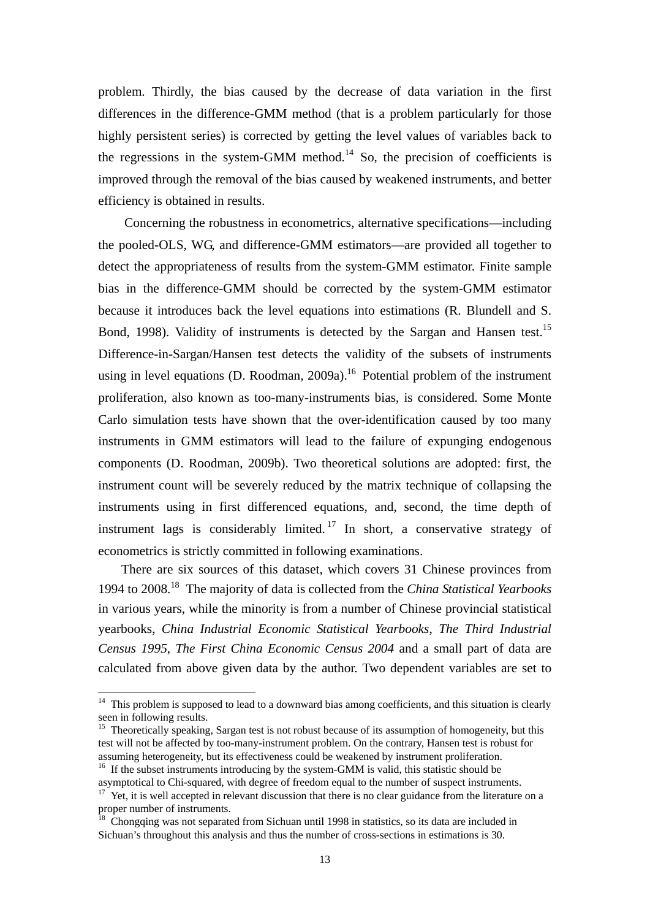problem. Thirdly, the bias caused by the decrease of data variation in the first differences in the difference-GMM method (that is a problem particularly for those highly persistent series) is corrected by getting the level values of variables back to the regressions in the system-GMM method.[14] So, the precision of coefficients is improved through the removal of the bias caused by weakened instruments, and better efficiency is obtained in results.

Concerning the robustness in econometrics, alternative specifications—including the pooled-OLS, WG, and difference-GMM estimators—are provided all together to detect the appropriateness of results from the system-GMM estimator. Finite sample bias in the difference-GMM should be corrected by the system-GMM estimator because it introduces back the level equations into estimations (R. Blundell and S. Bond, 1998). Validity of instruments is detected by the Sargan and Hansen test.[15] Difference-in-Sargan/Hansen test detects the validity of the subsets of instruments using in level equations (D. Roodman, 2009a).[16] Potential problem of the instrument proliferation, also known as too-many-instruments bias, is considered. Some Monte Carlo simulation tests have shown that the over-identification caused by too many instruments in GMM estimators will lead to the failure of expunging endogenous components (D. Roodman, 2009b). Two theoretical solutions are adopted: first, the instrument count will be severely reduced by the matrix technique of collapsing the instruments using in first differenced equations, and, second, the time depth of instrument lags is considerably limited.[17] In short, a conservative strategy of econometrics is strictly committed in following examinations.

There are six sources of this dataset, which covers 31 Chinese provinces from 1994 to 2008.[18] The majority of data is collected from the *China Statistical Yearbooks* in various years, while the minority is from a number of Chinese provincial statistical yearbooks, *China Industrial Economic Statistical Yearbooks*, *The Third Industrial Census 1995*, *The First China Economic Census 2004* and a small part of data are calculated from above given data by the author. Two dependent variables are set to

---

[14] This problem is supposed to lead to a downward bias among coefficients, and this situation is clearly seen in following results.

[15] Theoretically speaking, Sargan test is not robust because of its assumption of homogeneity, but this test will not be affected by too-many-instrument problem. On the contrary, Hansen test is robust for assuming heterogeneity, but its effectiveness could be weakened by instrument proliferation.

[16] If the subset instruments introducing by the system-GMM is valid, this statistic should be asymptotical to Chi-squared, with degree of freedom equal to the number of suspect instruments.

[17] Yet, it is well accepted in relevant discussion that there is no clear guidance from the literature on a proper number of instruments.

[18] Chongqing was not separated from Sichuan until 1998 in statistics, so its data are included in Sichuan's throughout this analysis and thus the number of cross-sections in estimations is 30.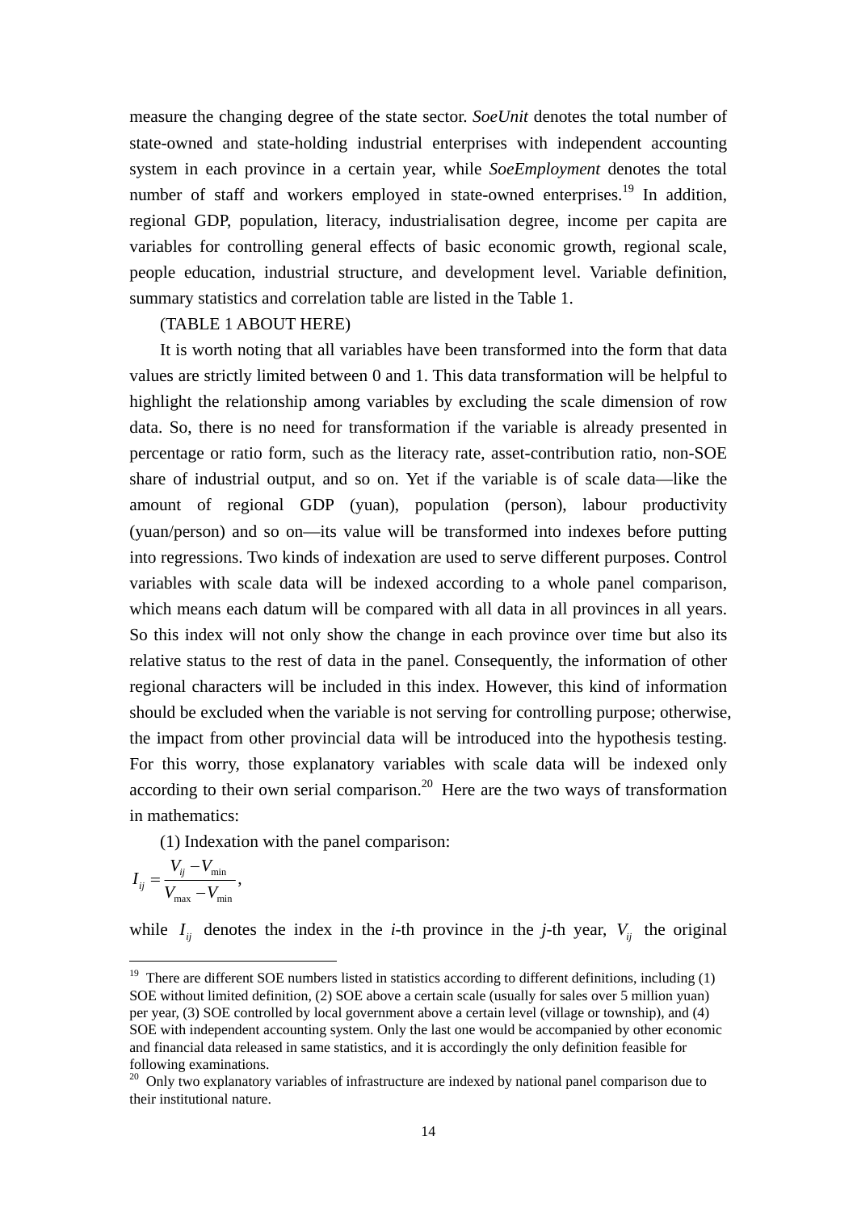measure the changing degree of the state sector. *SoeUnit* denotes the total number of state-owned and state-holding industrial enterprises with independent accounting system in each province in a certain year, while *SoeEmployment* denotes the total number of staff and workers employed in state-owned enterprises.[19] In addition, regional GDP, population, literacy, industrialisation degree, income per capita are variables for controlling general effects of basic economic growth, regional scale, people education, industrial structure, and development level. Variable definition, summary statistics and correlation table are listed in the Table 1.

(TABLE 1 ABOUT HERE)

It is worth noting that all variables have been transformed into the form that data values are strictly limited between 0 and 1. This data transformation will be helpful to highlight the relationship among variables by excluding the scale dimension of row data. So, there is no need for transformation if the variable is already presented in percentage or ratio form, such as the literacy rate, asset-contribution ratio, non-SOE share of industrial output, and so on. Yet if the variable is of scale data—like the amount of regional GDP (yuan), population (person), labour productivity (yuan/person) and so on—its value will be transformed into indexes before putting into regressions. Two kinds of indexation are used to serve different purposes. Control variables with scale data will be indexed according to a whole panel comparison, which means each datum will be compared with all data in all provinces in all years. So this index will not only show the change in each province over time but also its relative status to the rest of data in the panel. Consequently, the information of other regional characters will be included in this index. However, this kind of information should be excluded when the variable is not serving for controlling purpose; otherwise, the impact from other provincial data will be introduced into the hypothesis testing. For this worry, those explanatory variables with scale data will be indexed only according to their own serial comparison.[20] Here are the two ways of transformation in mathematics:

(1) Indexation with the panel comparison:

$$I_{ij} = \frac{V_{ij} - V_{\min}}{V_{\max} - V_{\min}},$$

while $I_{ij}$ denotes the index in the *i*-th province in the *j*-th year, $V_{ij}$ the original

---

[19] There are different SOE numbers listed in statistics according to different definitions, including (1) SOE without limited definition, (2) SOE above a certain scale (usually for sales over 5 million yuan) per year, (3) SOE controlled by local government above a certain level (village or township), and (4) SOE with independent accounting system. Only the last one would be accompanied by other economic and financial data released in same statistics, and it is accordingly the only definition feasible for following examinations.

[20] Only two explanatory variables of infrastructure are indexed by national panel comparison due to their institutional nature.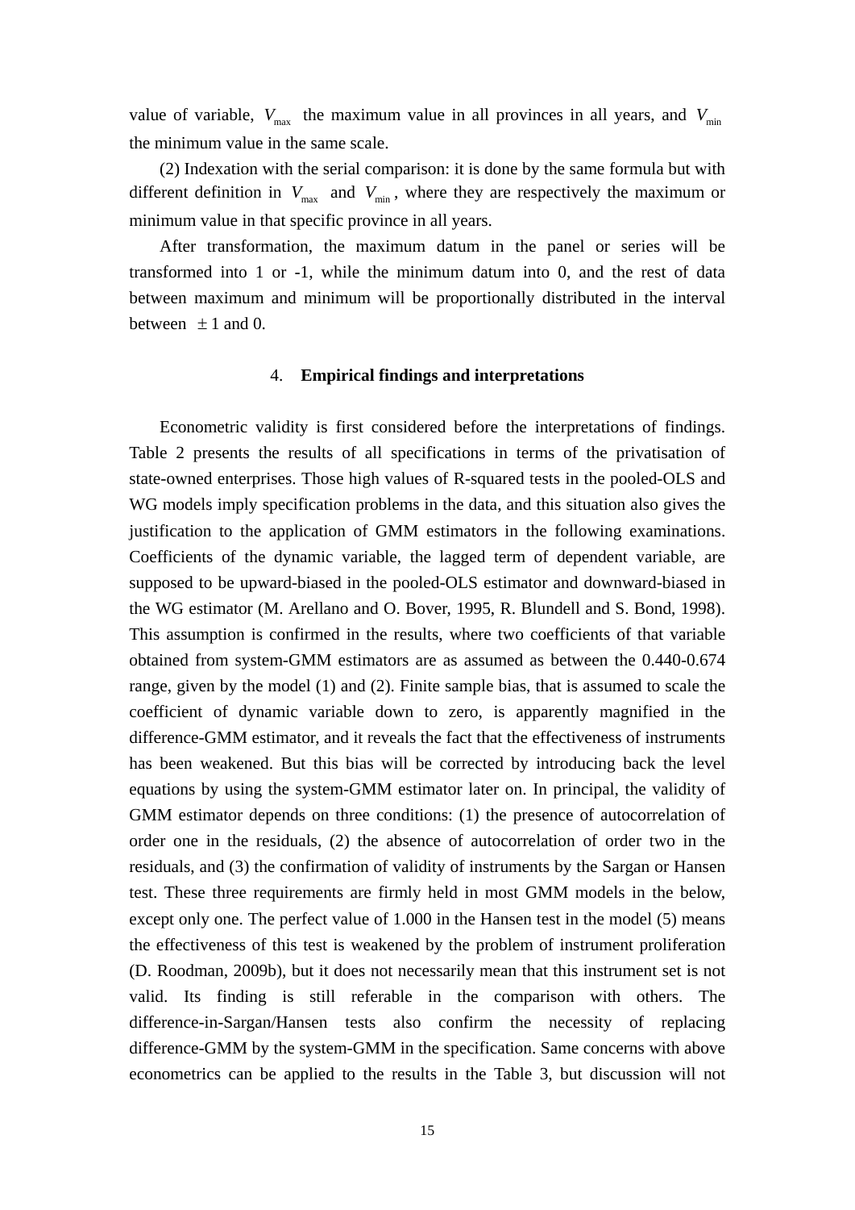value of variable, $V_{\max}$ the maximum value in all provinces in all years, and $V_{\min}$ the minimum value in the same scale.

(2) Indexation with the serial comparison: it is done by the same formula but with different definition in $V_{\max}$ and $V_{\min}$, where they are respectively the maximum or minimum value in that specific province in all years.

After transformation, the maximum datum in the panel or series will be transformed into 1 or -1, while the minimum datum into 0, and the rest of data between maximum and minimum will be proportionally distributed in the interval between $\pm 1$ and 0.

## 4. Empirical findings and interpretations

Econometric validity is first considered before the interpretations of findings. Table 2 presents the results of all specifications in terms of the privatisation of state-owned enterprises. Those high values of R-squared tests in the pooled-OLS and WG models imply specification problems in the data, and this situation also gives the justification to the application of GMM estimators in the following examinations. Coefficients of the dynamic variable, the lagged term of dependent variable, are supposed to be upward-biased in the pooled-OLS estimator and downward-biased in the WG estimator (M. Arellano and O. Bover, 1995, R. Blundell and S. Bond, 1998). This assumption is confirmed in the results, where two coefficients of that variable obtained from system-GMM estimators are as assumed as between the 0.440-0.674 range, given by the model (1) and (2). Finite sample bias, that is assumed to scale the coefficient of dynamic variable down to zero, is apparently magnified in the difference-GMM estimator, and it reveals the fact that the effectiveness of instruments has been weakened. But this bias will be corrected by introducing back the level equations by using the system-GMM estimator later on. In principal, the validity of GMM estimator depends on three conditions: (1) the presence of autocorrelation of order one in the residuals, (2) the absence of autocorrelation of order two in the residuals, and (3) the confirmation of validity of instruments by the Sargan or Hansen test. These three requirements are firmly held in most GMM models in the below, except only one. The perfect value of 1.000 in the Hansen test in the model (5) means the effectiveness of this test is weakened by the problem of instrument proliferation (D. Roodman, 2009b), but it does not necessarily mean that this instrument set is not valid. Its finding is still referable in the comparison with others. The difference-in-Sargan/Hansen tests also confirm the necessity of replacing difference-GMM by the system-GMM in the specification. Same concerns with above econometrics can be applied to the results in the Table 3, but discussion will not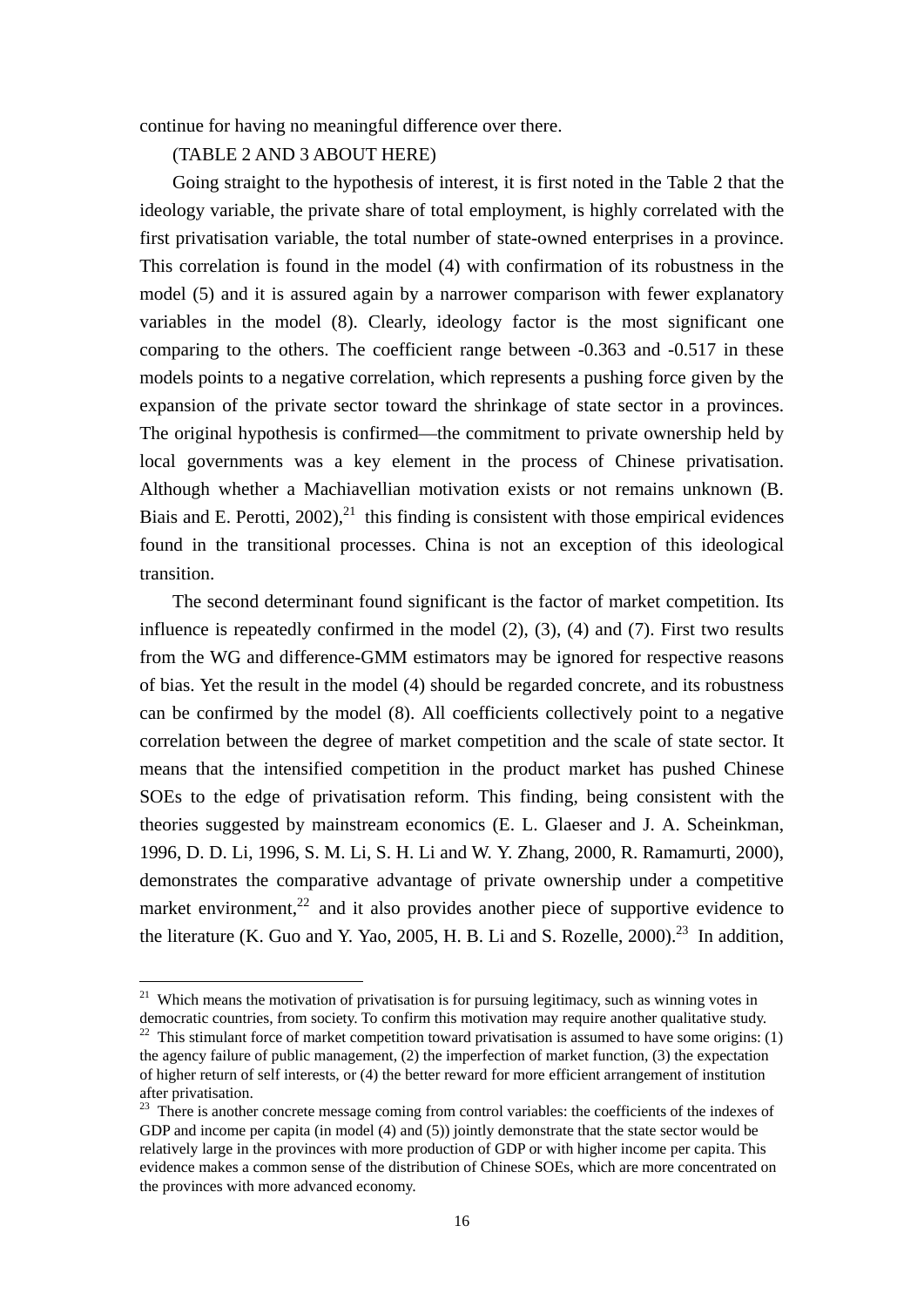continue for having no meaningful difference over there.

(TABLE 2 AND 3 ABOUT HERE)

Going straight to the hypothesis of interest, it is first noted in the Table 2 that the ideology variable, the private share of total employment, is highly correlated with the first privatisation variable, the total number of state-owned enterprises in a province. This correlation is found in the model (4) with confirmation of its robustness in the model (5) and it is assured again by a narrower comparison with fewer explanatory variables in the model (8). Clearly, ideology factor is the most significant one comparing to the others. The coefficient range between -0.363 and -0.517 in these models points to a negative correlation, which represents a pushing force given by the expansion of the private sector toward the shrinkage of state sector in a provinces. The original hypothesis is confirmed—the commitment to private ownership held by local governments was a key element in the process of Chinese privatisation. Although whether a Machiavellian motivation exists or not remains unknown (B. Biais and E. Perotti, 2002),[21] this finding is consistent with those empirical evidences found in the transitional processes. China is not an exception of this ideological transition.

The second determinant found significant is the factor of market competition. Its influence is repeatedly confirmed in the model (2), (3), (4) and (7). First two results from the WG and difference-GMM estimators may be ignored for respective reasons of bias. Yet the result in the model (4) should be regarded concrete, and its robustness can be confirmed by the model (8). All coefficients collectively point to a negative correlation between the degree of market competition and the scale of state sector. It means that the intensified competition in the product market has pushed Chinese SOEs to the edge of privatisation reform. This finding, being consistent with the theories suggested by mainstream economics (E. L. Glaeser and J. A. Scheinkman, 1996, D. D. Li, 1996, S. M. Li, S. H. Li and W. Y. Zhang, 2000, R. Ramamurti, 2000), demonstrates the comparative advantage of private ownership under a competitive market environment,[22] and it also provides another piece of supportive evidence to the literature (K. Guo and Y. Yao, 2005, H. B. Li and S. Rozelle, 2000).[23] In addition,

---

[21] Which means the motivation of privatisation is for pursuing legitimacy, such as winning votes in democratic countries, from society. To confirm this motivation may require another qualitative study.

[22] This stimulant force of market competition toward privatisation is assumed to have some origins: (1) the agency failure of public management, (2) the imperfection of market function, (3) the expectation of higher return of self interests, or (4) the better reward for more efficient arrangement of institution after privatisation.

[23] There is another concrete message coming from control variables: the coefficients of the indexes of GDP and income per capita (in model (4) and (5)) jointly demonstrate that the state sector would be relatively large in the provinces with more production of GDP or with higher income per capita. This evidence makes a common sense of the distribution of Chinese SOEs, which are more concentrated on the provinces with more advanced economy.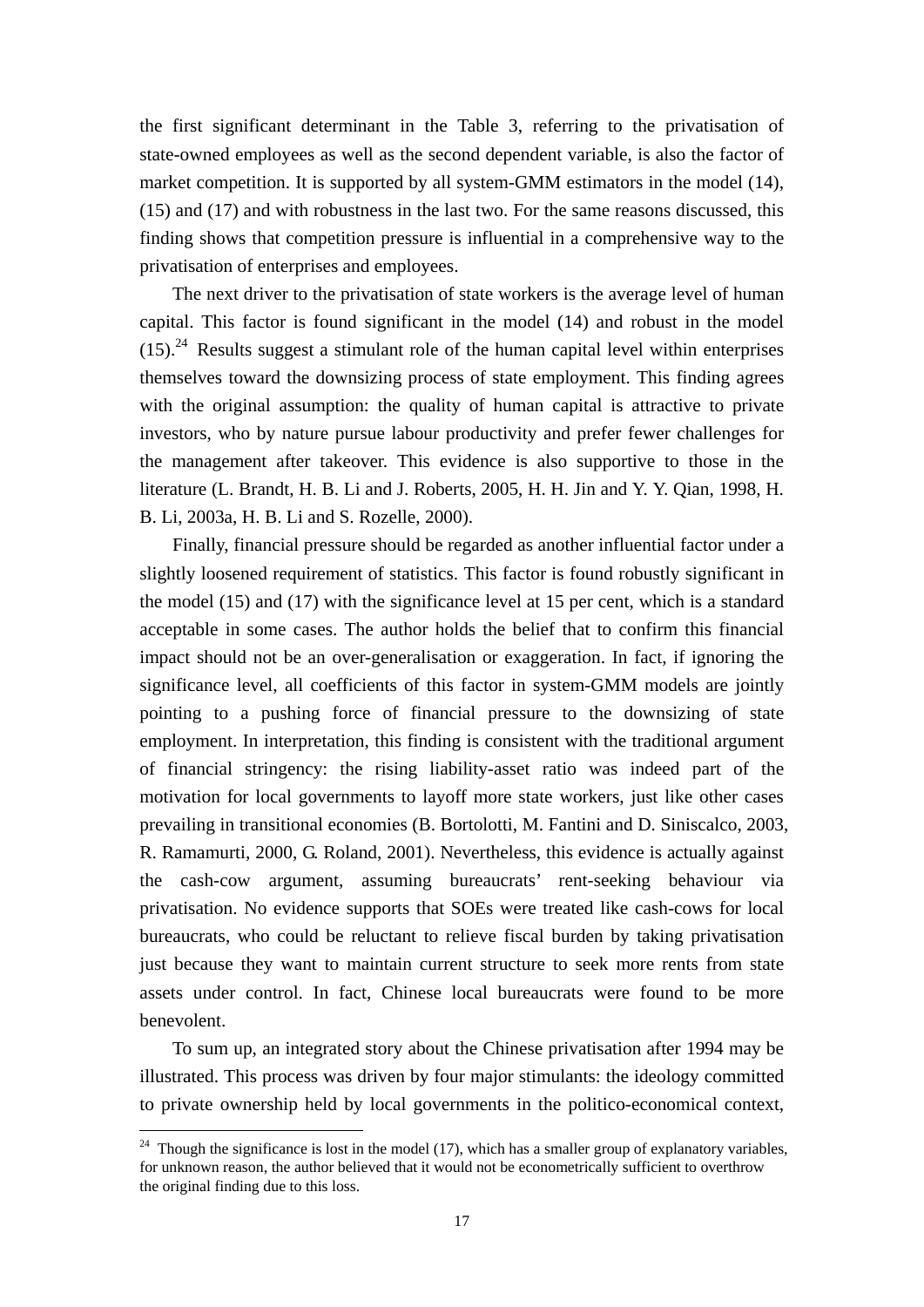the first significant determinant in the Table 3, referring to the privatisation of state-owned employees as well as the second dependent variable, is also the factor of market competition. It is supported by all system-GMM estimators in the model (14), (15) and (17) and with robustness in the last two. For the same reasons discussed, this finding shows that competition pressure is influential in a comprehensive way to the privatisation of enterprises and employees.

The next driver to the privatisation of state workers is the average level of human capital. This factor is found significant in the model (14) and robust in the model (15).[24] Results suggest a stimulant role of the human capital level within enterprises themselves toward the downsizing process of state employment. This finding agrees with the original assumption: the quality of human capital is attractive to private investors, who by nature pursue labour productivity and prefer fewer challenges for the management after takeover. This evidence is also supportive to those in the literature (L. Brandt, H. B. Li and J. Roberts, 2005, H. H. Jin and Y. Y. Qian, 1998, H. B. Li, 2003a, H. B. Li and S. Rozelle, 2000).

Finally, financial pressure should be regarded as another influential factor under a slightly loosened requirement of statistics. This factor is found robustly significant in the model (15) and (17) with the significance level at 15 per cent, which is a standard acceptable in some cases. The author holds the belief that to confirm this financial impact should not be an over-generalisation or exaggeration. In fact, if ignoring the significance level, all coefficients of this factor in system-GMM models are jointly pointing to a pushing force of financial pressure to the downsizing of state employment. In interpretation, this finding is consistent with the traditional argument of financial stringency: the rising liability-asset ratio was indeed part of the motivation for local governments to layoff more state workers, just like other cases prevailing in transitional economies (B. Bortolotti, M. Fantini and D. Siniscalco, 2003, R. Ramamurti, 2000, G. Roland, 2001). Nevertheless, this evidence is actually against the cash-cow argument, assuming bureaucrats' rent-seeking behaviour via privatisation. No evidence supports that SOEs were treated like cash-cows for local bureaucrats, who could be reluctant to relieve fiscal burden by taking privatisation just because they want to maintain current structure to seek more rents from state assets under control. In fact, Chinese local bureaucrats were found to be more benevolent.

To sum up, an integrated story about the Chinese privatisation after 1994 may be illustrated. This process was driven by four major stimulants: the ideology committed to private ownership held by local governments in the politico-economical context,

---

[24] Though the significance is lost in the model (17), which has a smaller group of explanatory variables, for unknown reason, the author believed that it would not be econometrically sufficient to overthrow the original finding due to this loss.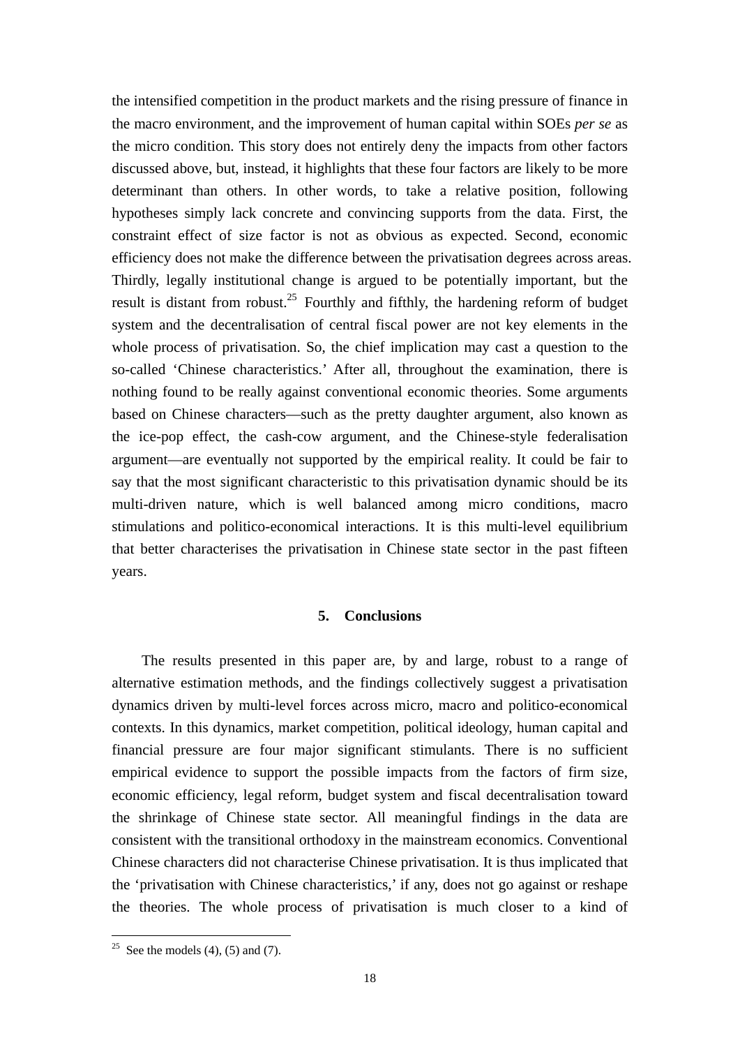the intensified competition in the product markets and the rising pressure of finance in the macro environment, and the improvement of human capital within SOEs *per se* as the micro condition. This story does not entirely deny the impacts from other factors discussed above, but, instead, it highlights that these four factors are likely to be more determinant than others. In other words, to take a relative position, following hypotheses simply lack concrete and convincing supports from the data. First, the constraint effect of size factor is not as obvious as expected. Second, economic efficiency does not make the difference between the privatisation degrees across areas. Thirdly, legally institutional change is argued to be potentially important, but the result is distant from robust.[25] Fourthly and fifthly, the hardening reform of budget system and the decentralisation of central fiscal power are not key elements in the whole process of privatisation. So, the chief implication may cast a question to the so-called 'Chinese characteristics.' After all, throughout the examination, there is nothing found to be really against conventional economic theories. Some arguments based on Chinese characters—such as the pretty daughter argument, also known as the ice-pop effect, the cash-cow argument, and the Chinese-style federalisation argument—are eventually not supported by the empirical reality. It could be fair to say that the most significant characteristic to this privatisation dynamic should be its multi-driven nature, which is well balanced among micro conditions, macro stimulations and politico-economical interactions. It is this multi-level equilibrium that better characterises the privatisation in Chinese state sector in the past fifteen years.

## 5. Conclusions

The results presented in this paper are, by and large, robust to a range of alternative estimation methods, and the findings collectively suggest a privatisation dynamics driven by multi-level forces across micro, macro and politico-economical contexts. In this dynamics, market competition, political ideology, human capital and financial pressure are four major significant stimulants. There is no sufficient empirical evidence to support the possible impacts from the factors of firm size, economic efficiency, legal reform, budget system and fiscal decentralisation toward the shrinkage of Chinese state sector. All meaningful findings in the data are consistent with the transitional orthodoxy in the mainstream economics. Conventional Chinese characters did not characterise Chinese privatisation. It is thus implicated that the 'privatisation with Chinese characteristics,' if any, does not go against or reshape the theories. The whole process of privatisation is much closer to a kind of

---

[25] See the models (4), (5) and (7).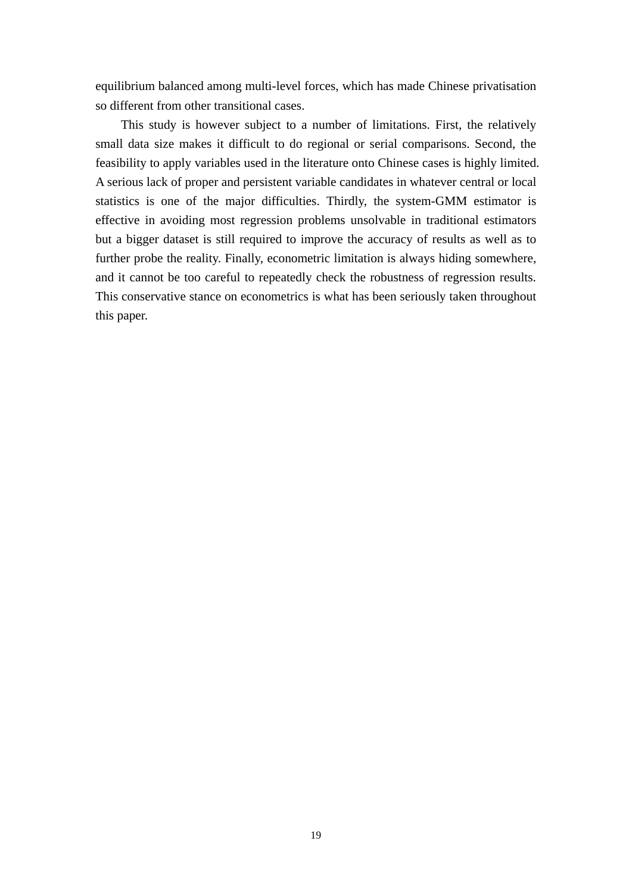equilibrium balanced among multi-level forces, which has made Chinese privatisation so different from other transitional cases.

This study is however subject to a number of limitations. First, the relatively small data size makes it difficult to do regional or serial comparisons. Second, the feasibility to apply variables used in the literature onto Chinese cases is highly limited. A serious lack of proper and persistent variable candidates in whatever central or local statistics is one of the major difficulties. Thirdly, the system-GMM estimator is effective in avoiding most regression problems unsolvable in traditional estimators but a bigger dataset is still required to improve the accuracy of results as well as to further probe the reality. Finally, econometric limitation is always hiding somewhere, and it cannot be too careful to repeatedly check the robustness of regression results. This conservative stance on econometrics is what has been seriously taken throughout this paper.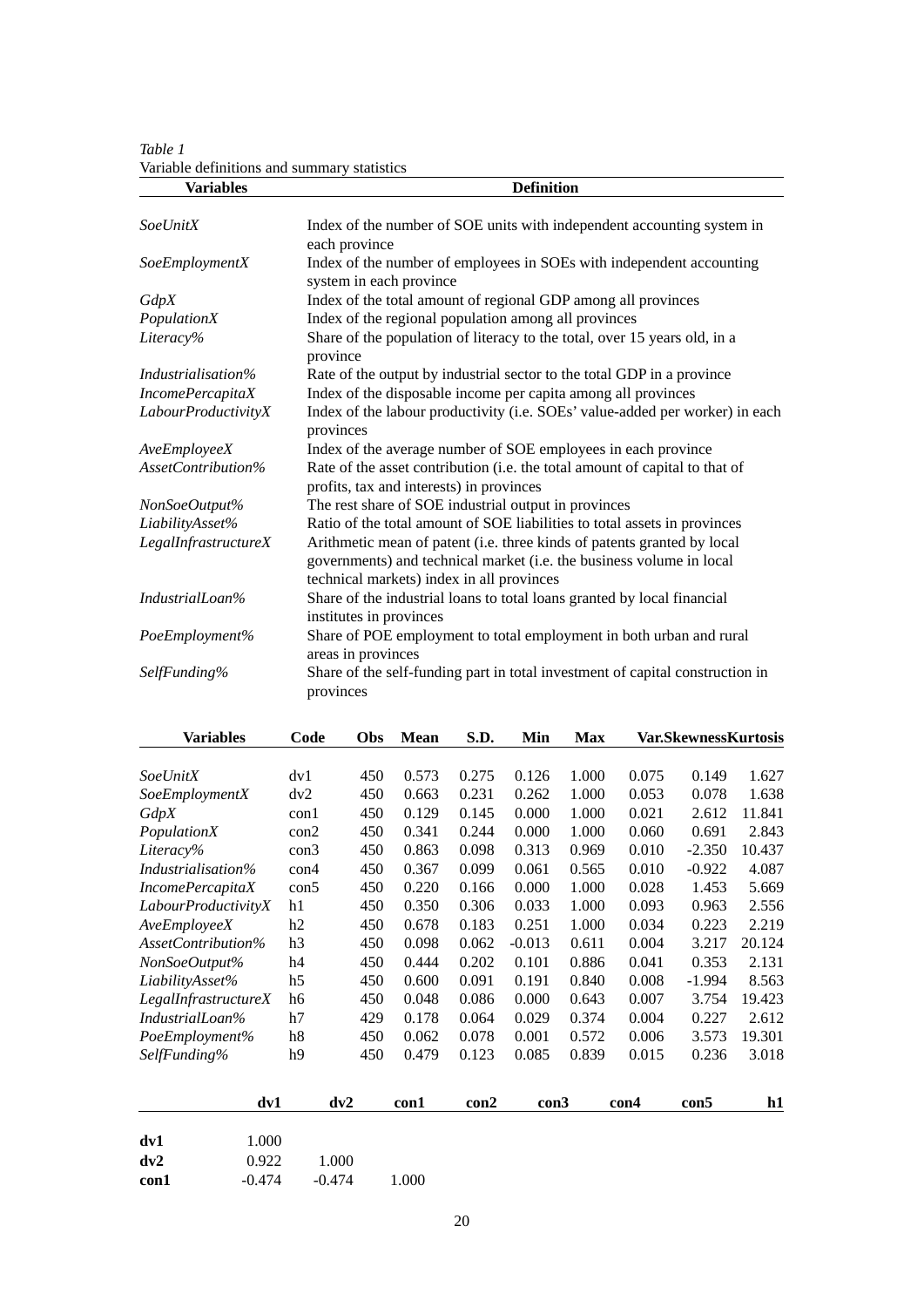*Table 1*
Variable definitions and summary statistics

| Variables | Definition |
|---|---|
| *SoeUnitX* | Index of the number of SOE units with independent accounting system in each province |
| *SoeEmploymentX* | Index of the number of employees in SOEs with independent accounting system in each province |
| *GdpX* | Index of the total amount of regional GDP among all provinces |
| *PopulationX* | Index of the regional population among all provinces |
| *Literacy%* | Share of the population of literacy to the total, over 15 years old, in a province |
| *Industrialisation%* | Rate of the output by industrial sector to the total GDP in a province |
| *IncomePercapitaX* | Index of the disposable income per capita among all provinces |
| *LabourProductivityX* | Index of the labour productivity (i.e. SOEs' value-added per worker) in each provinces |
| *AveEmployeeX* | Index of the average number of SOE employees in each province |
| *AssetContribution%* | Rate of the asset contribution (i.e. the total amount of capital to that of profits, tax and interests) in provinces |
| *NonSoeOutput%* | The rest share of SOE industrial output in provinces |
| *LiabilityAsset%* | Ratio of the total amount of SOE liabilities to total assets in provinces |
| *LegalInfrastructureX* | Arithmetic mean of patent (i.e. three kinds of patents granted by local governments) and technical market (i.e. the business volume in local technical markets) index in all provinces |
| *IndustrialLoan%* | Share of the industrial loans to total loans granted by local financial institutes in provinces |
| *PoeEmployment%* | Share of POE employment to total employment in both urban and rural areas in provinces |
| *SelfFunding%* | Share of the self-funding part in total investment of capital construction in provinces |

| Variables | Code | Obs | Mean | S.D. | Min | Max | Var. | Skewness | Kurtosis |
|---|---|---|---|---|---|---|---|---|---|
| *SoeUnitX* | dv1 | 450 | 0.573 | 0.275 | 0.126 | 1.000 | 0.075 | 0.149 | 1.627 |
| *SoeEmploymentX* | dv2 | 450 | 0.663 | 0.231 | 0.262 | 1.000 | 0.053 | 0.078 | 1.638 |
| *GdpX* | con1 | 450 | 0.129 | 0.145 | 0.000 | 1.000 | 0.021 | 2.612 | 11.841 |
| *PopulationX* | con2 | 450 | 0.341 | 0.244 | 0.000 | 1.000 | 0.060 | 0.691 | 2.843 |
| *Literacy%* | con3 | 450 | 0.863 | 0.098 | 0.313 | 0.969 | 0.010 | -2.350 | 10.437 |
| *Industrialisation%* | con4 | 450 | 0.367 | 0.099 | 0.061 | 0.565 | 0.010 | -0.922 | 4.087 |
| *IncomePercapitaX* | con5 | 450 | 0.220 | 0.166 | 0.000 | 1.000 | 0.028 | 1.453 | 5.669 |
| *LabourProductivityX* | h1 | 450 | 0.350 | 0.306 | 0.033 | 1.000 | 0.093 | 0.963 | 2.556 |
| *AveEmployeeX* | h2 | 450 | 0.678 | 0.183 | 0.251 | 1.000 | 0.034 | 0.223 | 2.219 |
| *AssetContribution%* | h3 | 450 | 0.098 | 0.062 | -0.013 | 0.611 | 0.004 | 3.217 | 20.124 |
| *NonSoeOutput%* | h4 | 450 | 0.444 | 0.202 | 0.101 | 0.886 | 0.041 | 0.353 | 2.131 |
| *LiabilityAsset%* | h5 | 450 | 0.600 | 0.091 | 0.191 | 0.840 | 0.008 | -1.994 | 8.563 |
| *LegalInfrastructureX* | h6 | 450 | 0.048 | 0.086 | 0.000 | 0.643 | 0.007 | 3.754 | 19.423 |
| *IndustrialLoan%* | h7 | 429 | 0.178 | 0.064 | 0.029 | 0.374 | 0.004 | 0.227 | 2.612 |
| *PoeEmployment%* | h8 | 450 | 0.062 | 0.078 | 0.001 | 0.572 | 0.006 | 3.573 | 19.301 |
| *SelfFunding%* | h9 | 450 | 0.479 | 0.123 | 0.085 | 0.839 | 0.015 | 0.236 | 3.018 |

| | dv1 | dv2 | con1 | con2 | con3 | con4 | con5 | h1 |
|---|---|---|---|---|---|---|---|---|
| **dv1** | 1.000 | | | | | | | |
| **dv2** | 0.922 | 1.000 | | | | | | |
| **con1** | -0.474 | -0.474 | 1.000 | | | | | |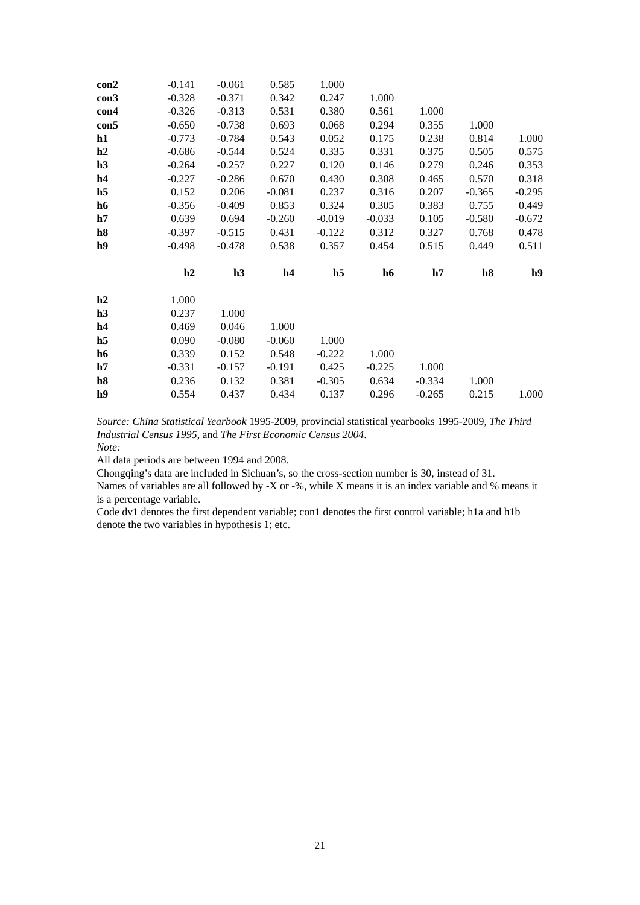| | | | | | | | | |
|---|---|---|---|---|---|---|---|---|
| **con2** | -0.141 | -0.061 | 0.585 | 1.000 | | | | |
| **con3** | -0.328 | -0.371 | 0.342 | 0.247 | 1.000 | | | |
| **con4** | -0.326 | -0.313 | 0.531 | 0.380 | 0.561 | 1.000 | | |
| **con5** | -0.650 | -0.738 | 0.693 | 0.068 | 0.294 | 0.355 | 1.000 | |
| **h1** | -0.773 | -0.784 | 0.543 | 0.052 | 0.175 | 0.238 | 0.814 | 1.000 |
| **h2** | -0.686 | -0.544 | 0.524 | 0.335 | 0.331 | 0.375 | 0.505 | 0.575 |
| **h3** | -0.264 | -0.257 | 0.227 | 0.120 | 0.146 | 0.279 | 0.246 | 0.353 |
| **h4** | -0.227 | -0.286 | 0.670 | 0.430 | 0.308 | 0.465 | 0.570 | 0.318 |
| **h5** | 0.152 | 0.206 | -0.081 | 0.237 | 0.316 | 0.207 | -0.365 | -0.295 |
| **h6** | -0.356 | -0.409 | 0.853 | 0.324 | 0.305 | 0.383 | 0.755 | 0.449 |
| **h7** | 0.639 | 0.694 | -0.260 | -0.019 | -0.033 | 0.105 | -0.580 | -0.672 |
| **h8** | -0.397 | -0.515 | 0.431 | -0.122 | 0.312 | 0.327 | 0.768 | 0.478 |
| **h9** | -0.498 | -0.478 | 0.538 | 0.357 | 0.454 | 0.515 | 0.449 | 0.511 |

| | **h2** | **h3** | **h4** | **h5** | **h6** | **h7** | **h8** | **h9** |
|---|---|---|---|---|---|---|---|---|
| **h2** | 1.000 | | | | | | | |
| **h3** | 0.237 | 1.000 | | | | | | |
| **h4** | 0.469 | 0.046 | 1.000 | | | | | |
| **h5** | 0.090 | -0.080 | -0.060 | 1.000 | | | | |
| **h6** | 0.339 | 0.152 | 0.548 | -0.222 | 1.000 | | | |
| **h7** | -0.331 | -0.157 | -0.191 | 0.425 | -0.225 | 1.000 | | |
| **h8** | 0.236 | 0.132 | 0.381 | -0.305 | 0.634 | -0.334 | 1.000 | |
| **h9** | 0.554 | 0.437 | 0.434 | 0.137 | 0.296 | -0.265 | 0.215 | 1.000 |

*Source: China Statistical Yearbook* 1995-2009, provincial statistical yearbooks 1995-2009, *The Third Industrial Census 1995*, and *The First Economic Census 2004*.

*Note:*

All data periods are between 1994 and 2008.

Chongqing's data are included in Sichuan's, so the cross-section number is 30, instead of 31.

Names of variables are all followed by -X or -%, while X means it is an index variable and % means it is a percentage variable.

Code dv1 denotes the first dependent variable; con1 denotes the first control variable; h1a and h1b denote the two variables in hypothesis 1; etc.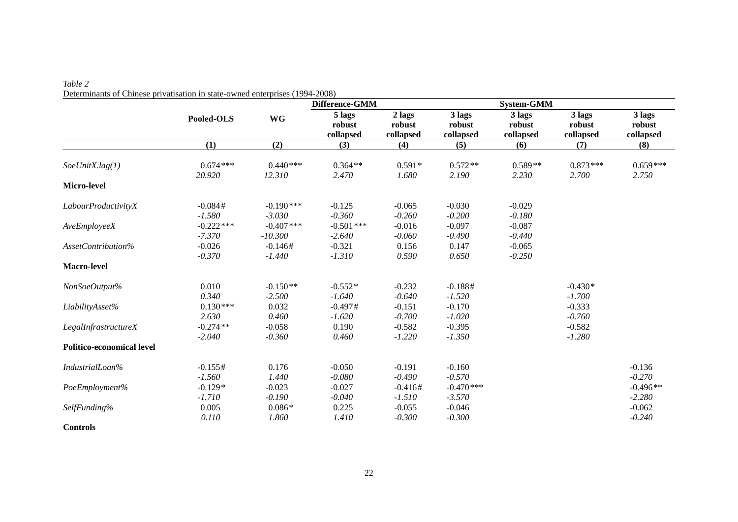*Table 2*
Determinants of Chinese privatisation in state-owned enterprises (1994-2008)

| | Pooled-OLS | WG | Difference-GMM | System-GMM | | | | |
|---|---|---|---|---|---|---|---|---|
| | | | 5 lags robust collapsed | 2 lags robust collapsed | 3 lags robust collapsed | 3 lags robust collapsed | 3 lags robust collapsed | 3 lags robust collapsed |
| | (1) | (2) | (3) | (4) | (5) | (6) | (7) | (8) |
| *SoeUnitX.lag(1)* | 0.674*** | 0.440*** | 0.364** | 0.591* | 0.572** | 0.589** | 0.873*** | 0.659*** |
| | *20.920* | *12.310* | *2.470* | *1.680* | *2.190* | *2.230* | *2.700* | *2.750* |
| **Micro-level** | | | | | | | | |
| *LabourProductivityX* | -0.084# | -0.190*** | -0.125 | -0.065 | -0.030 | -0.029 | | |
| | *-1.580* | *-3.030* | *-0.360* | *-0.260* | *-0.200* | *-0.180* | | |
| *AveEmployeeX* | -0.222*** | -0.407*** | -0.501*** | -0.016 | -0.097 | -0.087 | | |
| | *-7.370* | *-10.300* | *-2.640* | *-0.060* | *-0.490* | *-0.440* | | |
| *AssetContribution%* | -0.026 | -0.146# | -0.321 | 0.156 | 0.147 | -0.065 | | |
| | *-0.370* | *-1.440* | *-1.310* | *0.590* | *0.650* | *-0.250* | | |
| **Macro-level** | | | | | | | | |
| *NonSoeOutput%* | 0.010 | -0.150** | -0.552* | -0.232 | -0.188# | | -0.430* | |
| | *0.340* | *-2.500* | *-1.640* | *-0.640* | *-1.520* | | *-1.700* | |
| *LiabilityAsset%* | 0.130*** | 0.032 | -0.497# | -0.151 | -0.170 | | -0.333 | |
| | *2.630* | *0.460* | *-1.620* | *-0.700* | *-1.020* | | *-0.760* | |
| *LegalInfrastructureX* | -0.274** | -0.058 | 0.190 | -0.582 | -0.395 | | -0.582 | |
| | *-2.040* | *-0.360* | *0.460* | *-1.220* | *-1.350* | | *-1.280* | |
| **Politico-economical level** | | | | | | | | |
| *IndustrialLoan%* | -0.155# | 0.176 | -0.050 | -0.191 | -0.160 | | | -0.136 |
| | *-1.560* | *1.440* | *-0.080* | *-0.490* | *-0.570* | | | *-0.270* |
| *PoeEmployment%* | -0.129* | -0.023 | -0.027 | -0.416# | -0.470*** | | | -0.496** |
| | *-1.710* | *-0.190* | *-0.040* | *-1.510* | *-3.570* | | | *-2.280* |
| *SelfFunding%* | 0.005 | 0.086* | 0.225 | -0.055 | -0.046 | | | -0.062 |
| | *0.110* | *1.860* | *1.410* | *-0.300* | *-0.300* | | | *-0.240* |
| **Controls** | | | | | | | | |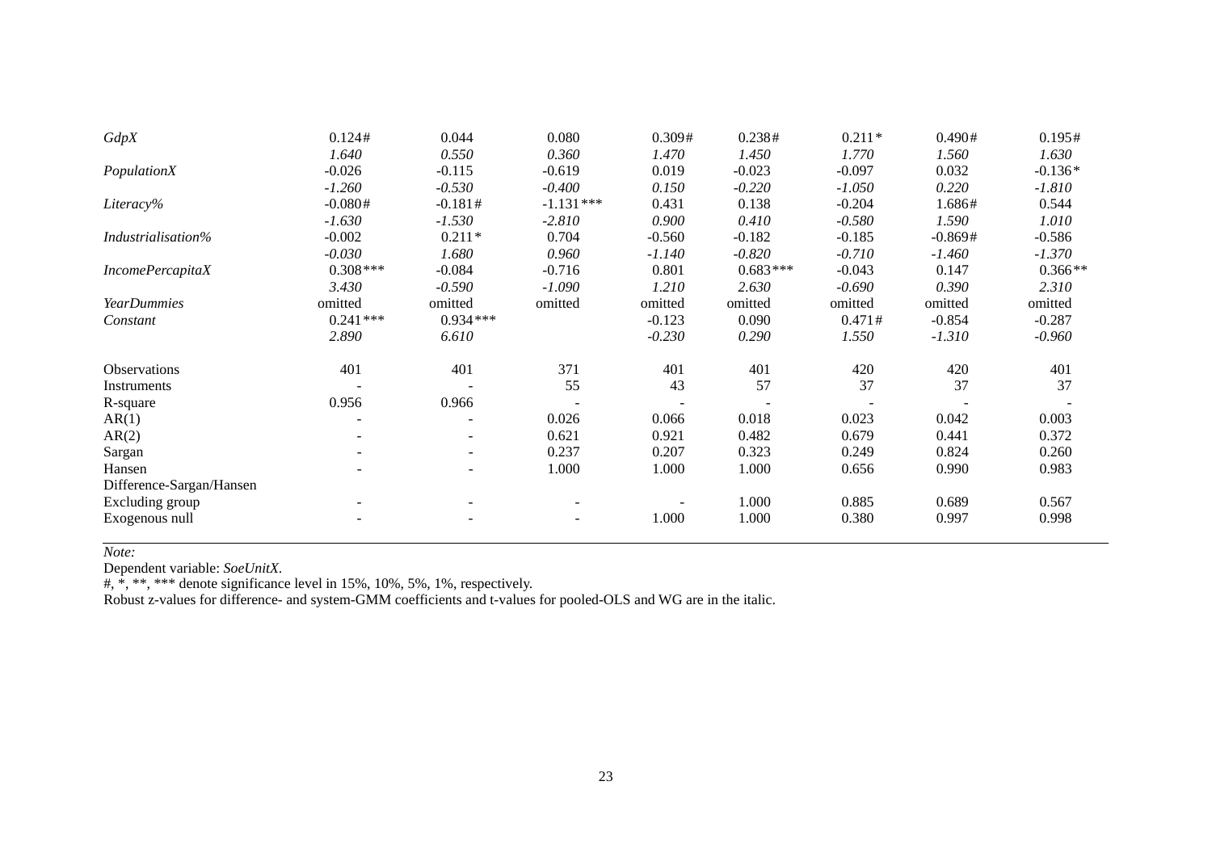| | | | | | | | | |
|---|---|---|---|---|---|---|---|---|
| *GdpX* | 0.124# | 0.044 | 0.080 | 0.309# | 0.238# | 0.211* | 0.490# | 0.195# |
| | *1.640* | *0.550* | *0.360* | *1.470* | *1.450* | *1.770* | *1.560* | *1.630* |
| *PopulationX* | -0.026 | -0.115 | -0.619 | 0.019 | -0.023 | -0.097 | 0.032 | -0.136* |
| | *-1.260* | *-0.530* | *-0.400* | *0.150* | *-0.220* | *-1.050* | *0.220* | *-1.810* |
| *Literacy%* | -0.080# | -0.181# | -1.131*** | 0.431 | 0.138 | -0.204 | 1.686# | 0.544 |
| | *-1.630* | *-1.530* | *-2.810* | *0.900* | *0.410* | *-0.580* | *1.590* | *1.010* |
| *Industrialisation%* | -0.002 | 0.211* | 0.704 | -0.560 | -0.182 | -0.185 | -0.869# | -0.586 |
| | *-0.030* | *1.680* | *0.960* | *-1.140* | *-0.820* | *-0.710* | *-1.460* | *-1.370* |
| *IncomePercapitaX* | 0.308*** | -0.084 | -0.716 | 0.801 | 0.683*** | -0.043 | 0.147 | 0.366** |
| | *3.430* | *-0.590* | *-1.090* | *1.210* | *2.630* | *-0.690* | *0.390* | *2.310* |
| *YearDummies* | omitted | omitted | omitted | omitted | omitted | omitted | omitted | omitted |
| *Constant* | 0.241*** | 0.934*** | | -0.123 | 0.090 | 0.471# | -0.854 | -0.287 |
| | *2.890* | *6.610* | | *-0.230* | *0.290* | *1.550* | *-1.310* | *-0.960* |
| Observations | 401 | 401 | 371 | 401 | 401 | 420 | 420 | 401 |
| Instruments | - | - | 55 | 43 | 57 | 37 | 37 | 37 |
| R-square | 0.956 | 0.966 | - | - | - | - | - | - |
| AR(1) | - | - | 0.026 | 0.066 | 0.018 | 0.023 | 0.042 | 0.003 |
| AR(2) | - | - | 0.621 | 0.921 | 0.482 | 0.679 | 0.441 | 0.372 |
| Sargan | - | - | 0.237 | 0.207 | 0.323 | 0.249 | 0.824 | 0.260 |
| Hansen | - | - | 1.000 | 1.000 | 1.000 | 0.656 | 0.990 | 0.983 |
| Difference-Sargan/Hansen | | | | | | | | |
| Excluding group | - | - | - | - | 1.000 | 0.885 | 0.689 | 0.567 |
| Exogenous null | - | - | - | 1.000 | 1.000 | 0.380 | 0.997 | 0.998 |

*Note:*

Dependent variable: *SoeUnitX*.

#, *, **, *** denote significance level in 15%, 10%, 5%, 1%, respectively.

Robust z-values for difference- and system-GMM coefficients and t-values for pooled-OLS and WG are in the italic.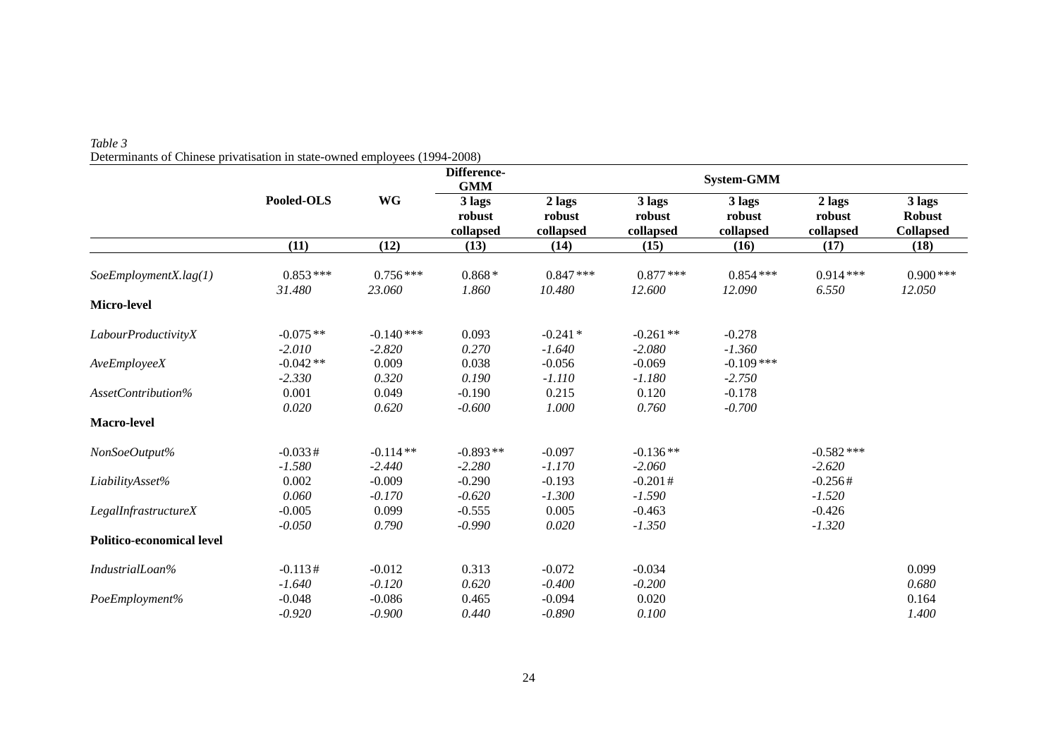*Table 3*
Determinants of Chinese privatisation in state-owned employees (1994-2008)

| | Pooled-OLS | WG | Difference-GMM | System-GMM | | | | |
|---|---|---|---|---|---|---|---|---|
| | | | 3 lags robust collapsed | 2 lags robust collapsed | 3 lags robust collapsed | 3 lags robust collapsed | 2 lags robust collapsed | 3 lags Robust Collapsed |
| | (11) | (12) | (13) | (14) | (15) | (16) | (17) | (18) |
| *SoeEmploymentX.lag(1)* | 0.853 *** | 0.756 *** | 0.868 * | 0.847 *** | 0.877 *** | 0.854 *** | 0.914 *** | 0.900 *** |
| | *31.480* | *23.060* | *1.860* | *10.480* | *12.600* | *12.090* | *6.550* | *12.050* |
| **Micro-level** | | | | | | | | |
| *LabourProductivityX* | -0.075 ** | -0.140 *** | 0.093 | -0.241 * | -0.261 ** | -0.278 | | |
| | *-2.010* | *-2.820* | *0.270* | *-1.640* | *-2.080* | *-1.360* | | |
| *AveEmployeeX* | -0.042 ** | 0.009 | 0.038 | -0.056 | -0.069 | -0.109 *** | | |
| | *-2.330* | *0.320* | *0.190* | *-1.110* | *-1.180* | *-2.750* | | |
| *AssetContribution%* | 0.001 | 0.049 | -0.190 | 0.215 | 0.120 | -0.178 | | |
| | *0.020* | *0.620* | *-0.600* | *1.000* | *0.760* | *-0.700* | | |
| **Macro-level** | | | | | | | | |
| *NonSoeOutput%* | -0.033 # | -0.114 ** | -0.893 ** | -0.097 | -0.136 ** | | -0.582 *** | |
| | *-1.580* | *-2.440* | *-2.280* | *-1.170* | *-2.060* | | *-2.620* | |
| *LiabilityAsset%* | 0.002 | -0.009 | -0.290 | -0.193 | -0.201 # | | -0.256 # | |
| | *0.060* | *-0.170* | *-0.620* | *-1.300* | *-1.590* | | *-1.520* | |
| *LegalInfrastructureX* | -0.005 | 0.099 | -0.555 | 0.005 | -0.463 | | -0.426 | |
| | *-0.050* | *0.790* | *-0.990* | *0.020* | *-1.350* | | *-1.320* | |
| **Politico-economical level** | | | | | | | | |
| *IndustrialLoan%* | -0.113 # | -0.012 | 0.313 | -0.072 | -0.034 | | | 0.099 |
| | *-1.640* | *-0.120* | *0.620* | *-0.400* | *-0.200* | | | *0.680* |
| *PoeEmployment%* | -0.048 | -0.086 | 0.465 | -0.094 | 0.020 | | | 0.164 |
| | *-0.920* | *-0.900* | *0.440* | *-0.890* | *0.100* | | | *1.400* |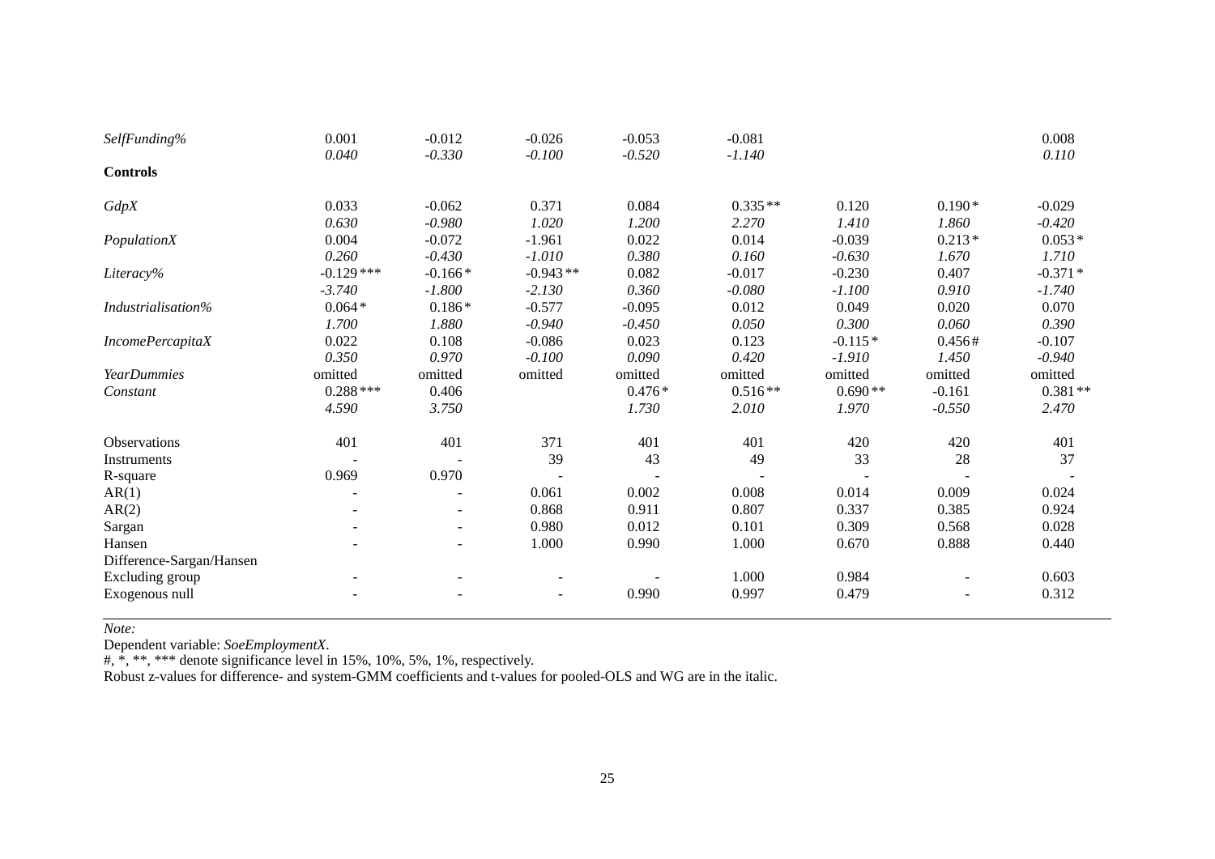| | | | | | | | | |
|---|---|---|---|---|---|---|---|---|
| *SelfFunding%* | 0.001 | -0.012 | -0.026 | -0.053 | -0.081 | | | 0.008 |
| | *0.040* | *-0.330* | *-0.100* | *-0.520* | *-1.140* | | | *0.110* |
| **Controls** | | | | | | | | |
| *GdpX* | 0.033 | -0.062 | 0.371 | 0.084 | 0.335 ** | 0.120 | 0.190 * | -0.029 |
| | *0.630* | *-0.980* | *1.020* | *1.200* | *2.270* | *1.410* | *1.860* | *-0.420* |
| *PopulationX* | 0.004 | -0.072 | -1.961 | 0.022 | 0.014 | -0.039 | 0.213 * | 0.053 * |
| | *0.260* | *-0.430* | *-1.010* | *0.380* | *0.160* | *-0.630* | *1.670* | *1.710* |
| *Literacy%* | -0.129 *** | -0.166 * | -0.943 ** | 0.082 | -0.017 | -0.230 | 0.407 | -0.371 * |
| | *-3.740* | *-1.800* | *-2.130* | *0.360* | *-0.080* | *-1.100* | *0.910* | *-1.740* |
| *Industrialisation%* | 0.064 * | 0.186 * | -0.577 | -0.095 | 0.012 | 0.049 | 0.020 | 0.070 |
| | *1.700* | *1.880* | *-0.940* | *-0.450* | *0.050* | *0.300* | *0.060* | *0.390* |
| *IncomePercapitaX* | 0.022 | 0.108 | -0.086 | 0.023 | 0.123 | -0.115 * | 0.456 # | -0.107 |
| | *0.350* | *0.970* | *-0.100* | *0.090* | *0.420* | *-1.910* | *1.450* | *-0.940* |
| *YearDummies* | omitted | omitted | omitted | omitted | omitted | omitted | omitted | omitted |
| *Constant* | 0.288 *** | 0.406 | | 0.476 * | 0.516 ** | 0.690 ** | -0.161 | 0.381 ** |
| | *4.590* | *3.750* | | *1.730* | *2.010* | *1.970* | *-0.550* | *2.470* |
| Observations | 401 | 401 | 371 | 401 | 401 | 420 | 420 | 401 |
| Instruments | - | - | 39 | 43 | 49 | 33 | 28 | 37 |
| R-square | 0.969 | 0.970 | - | - | - | - | - | - |
| AR(1) | - | - | 0.061 | 0.002 | 0.008 | 0.014 | 0.009 | 0.024 |
| AR(2) | - | - | 0.868 | 0.911 | 0.807 | 0.337 | 0.385 | 0.924 |
| Sargan | - | - | 0.980 | 0.012 | 0.101 | 0.309 | 0.568 | 0.028 |
| Hansen | - | - | 1.000 | 0.990 | 1.000 | 0.670 | 0.888 | 0.440 |
| Difference-Sargan/Hansen | | | | | | | | |
| Excluding group | - | - | - | - | 1.000 | 0.984 | - | 0.603 |
| Exogenous null | - | - | - | 0.990 | 0.997 | 0.479 | - | 0.312 |

*Note:*
Dependent variable: *SoeEmploymentX*.
#, *, **, *** denote significance level in 15%, 10%, 5%, 1%, respectively.
Robust z-values for difference- and system-GMM coefficients and t-values for pooled-OLS and WG are in the italic.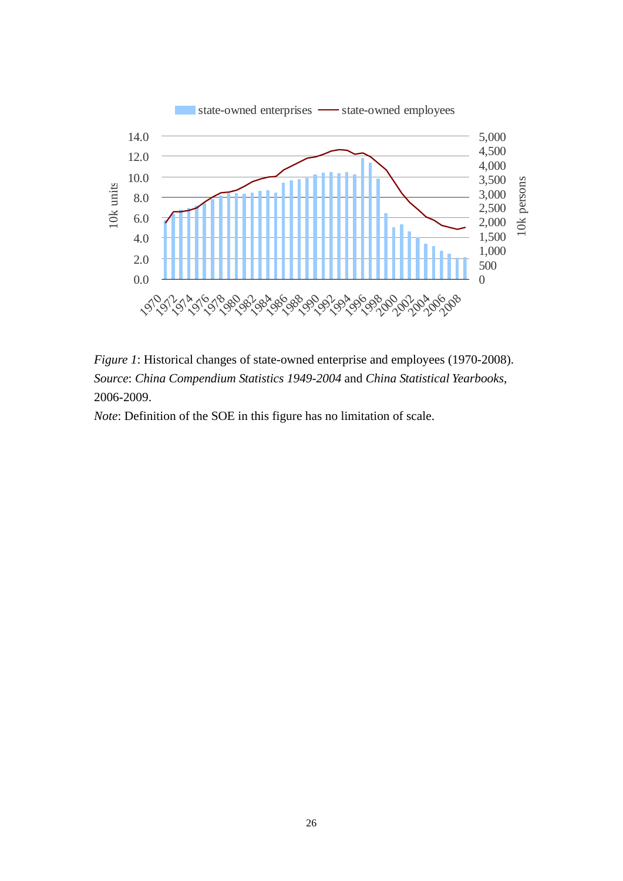*Figure 1*: Historical changes of state-owned enterprise and employees (1970-2008).
*Source*: *China Compendium Statistics 1949-2004* and *China Statistical Yearbooks*, 2006-2009.
*Note*: Definition of the SOE in this figure has no limitation of scale.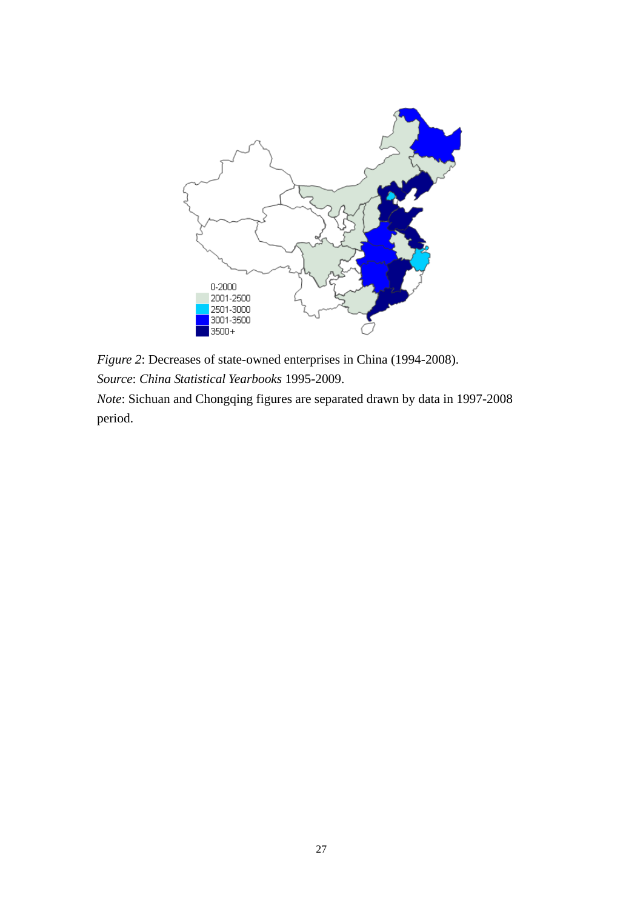0-2000
2001-2500
2501-3000
3001-3500
3500+

*Figure 2*: Decreases of state-owned enterprises in China (1994-2008).
*Source*: *China Statistical Yearbooks* 1995-2009.
*Note*: Sichuan and Chongqing figures are separated drawn by data in 1997-2008 period.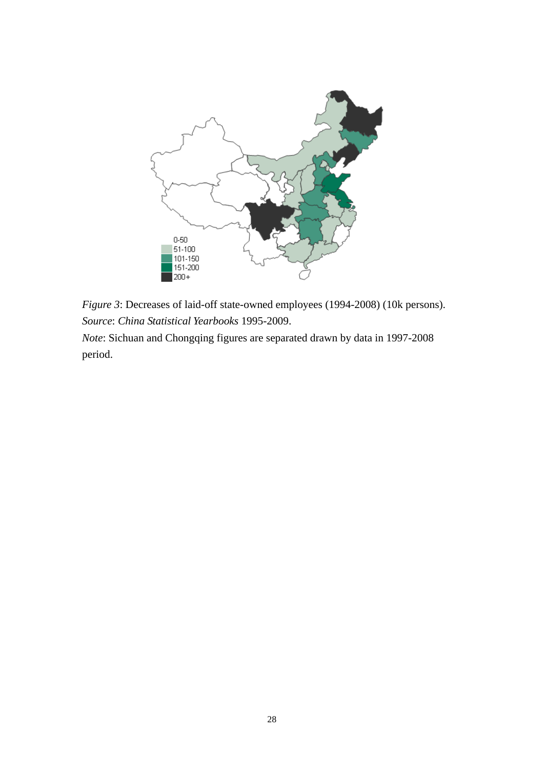0-50
51-100
101-150
151-200
200+

*Figure 3*: Decreases of laid-off state-owned employees (1994-2008) (10k persons).
*Source*: *China Statistical Yearbooks* 1995-2009.
*Note*: Sichuan and Chongqing figures are separated drawn by data in 1997-2008 period.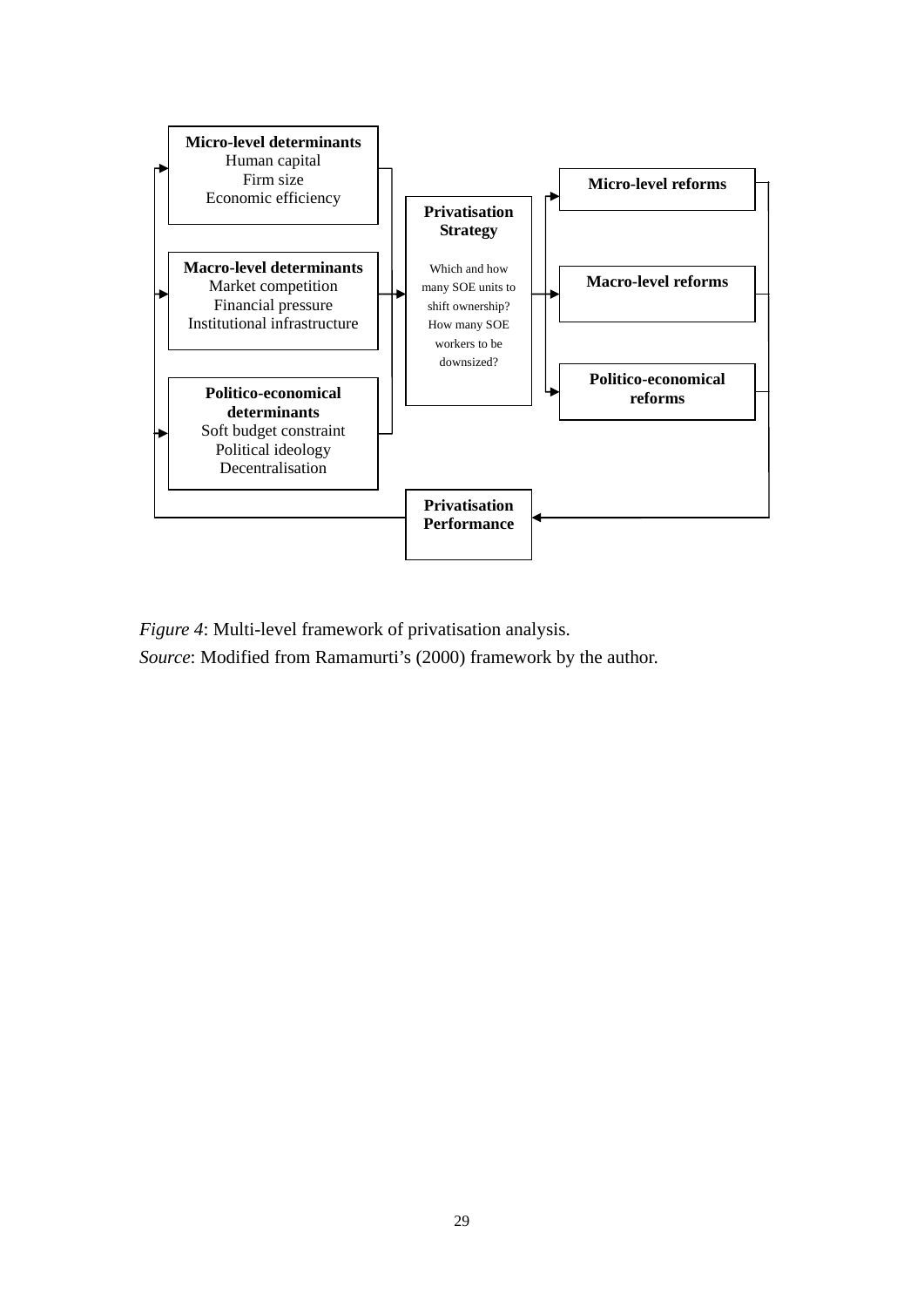**Micro-level determinants**
Human capital
Firm size
Economic efficiency

**Macro-level determinants**
Market competition
Financial pressure
Institutional infrastructure

**Politico-economical determinants**
Soft budget constraint
Political ideology
Decentralisation

**Privatisation Strategy**

Which and how many SOE units to shift ownership? How many SOE workers to be downsized?

**Micro-level reforms**

**Macro-level reforms**

**Politico-economical reforms**

**Privatisation Performance**

*Figure 4*: Multi-level framework of privatisation analysis.
*Source*: Modified from Ramamurti's (2000) framework by the author.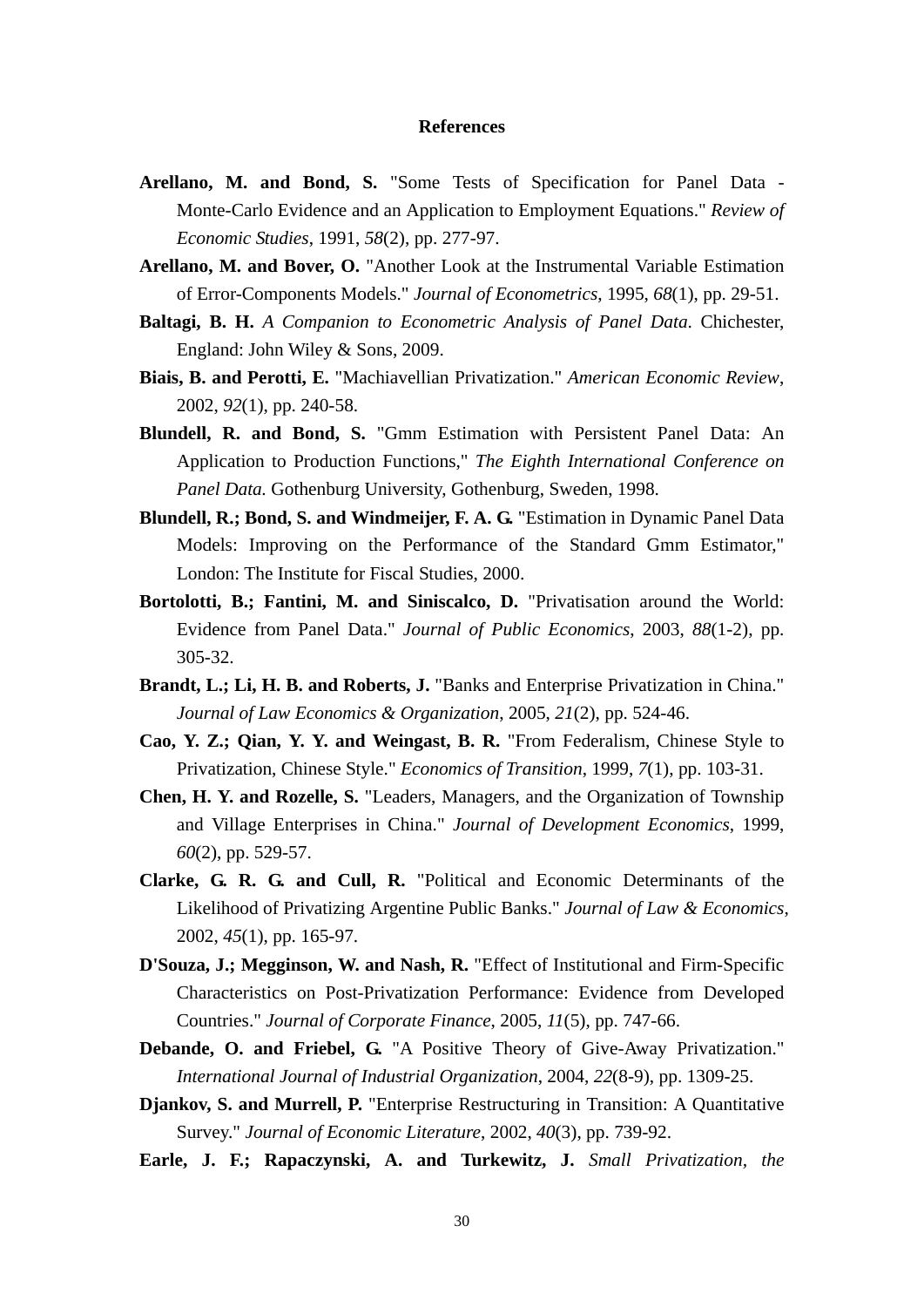# References

**Arellano, M. and Bond, S.** "Some Tests of Specification for Panel Data - Monte-Carlo Evidence and an Application to Employment Equations." *Review of Economic Studies*, 1991, *58*(2), pp. 277-97.

**Arellano, M. and Bover, O.** "Another Look at the Instrumental Variable Estimation of Error-Components Models." *Journal of Econometrics*, 1995, *68*(1), pp. 29-51.

**Baltagi, B. H.** *A Companion to Econometric Analysis of Panel Data*. Chichester, England: John Wiley & Sons, 2009.

**Biais, B. and Perotti, E.** "Machiavellian Privatization." *American Economic Review*, 2002, *92*(1), pp. 240-58.

**Blundell, R. and Bond, S.** "Gmm Estimation with Persistent Panel Data: An Application to Production Functions," *The Eighth International Conference on Panel Data*. Gothenburg University, Gothenburg, Sweden, 1998.

**Blundell, R.; Bond, S. and Windmeijer, F. A. G.** "Estimation in Dynamic Panel Data Models: Improving on the Performance of the Standard Gmm Estimator," London: The Institute for Fiscal Studies, 2000.

**Bortolotti, B.; Fantini, M. and Siniscalco, D.** "Privatisation around the World: Evidence from Panel Data." *Journal of Public Economics*, 2003, *88*(1-2), pp. 305-32.

**Brandt, L.; Li, H. B. and Roberts, J.** "Banks and Enterprise Privatization in China." *Journal of Law Economics & Organization*, 2005, *21*(2), pp. 524-46.

**Cao, Y. Z.; Qian, Y. Y. and Weingast, B. R.** "From Federalism, Chinese Style to Privatization, Chinese Style." *Economics of Transition*, 1999, *7*(1), pp. 103-31.

**Chen, H. Y. and Rozelle, S.** "Leaders, Managers, and the Organization of Township and Village Enterprises in China." *Journal of Development Economics*, 1999, *60*(2), pp. 529-57.

**Clarke, G. R. G. and Cull, R.** "Political and Economic Determinants of the Likelihood of Privatizing Argentine Public Banks." *Journal of Law & Economics*, 2002, *45*(1), pp. 165-97.

**D'Souza, J.; Megginson, W. and Nash, R.** "Effect of Institutional and Firm-Specific Characteristics on Post-Privatization Performance: Evidence from Developed Countries." *Journal of Corporate Finance*, 2005, *11*(5), pp. 747-66.

**Debande, O. and Friebel, G.** "A Positive Theory of Give-Away Privatization." *International Journal of Industrial Organization*, 2004, *22*(8-9), pp. 1309-25.

**Djankov, S. and Murrell, P.** "Enterprise Restructuring in Transition: A Quantitative Survey." *Journal of Economic Literature*, 2002, *40*(3), pp. 739-92.

**Earle, J. F.; Rapaczynski, A. and Turkewitz, J.** *Small Privatization, the*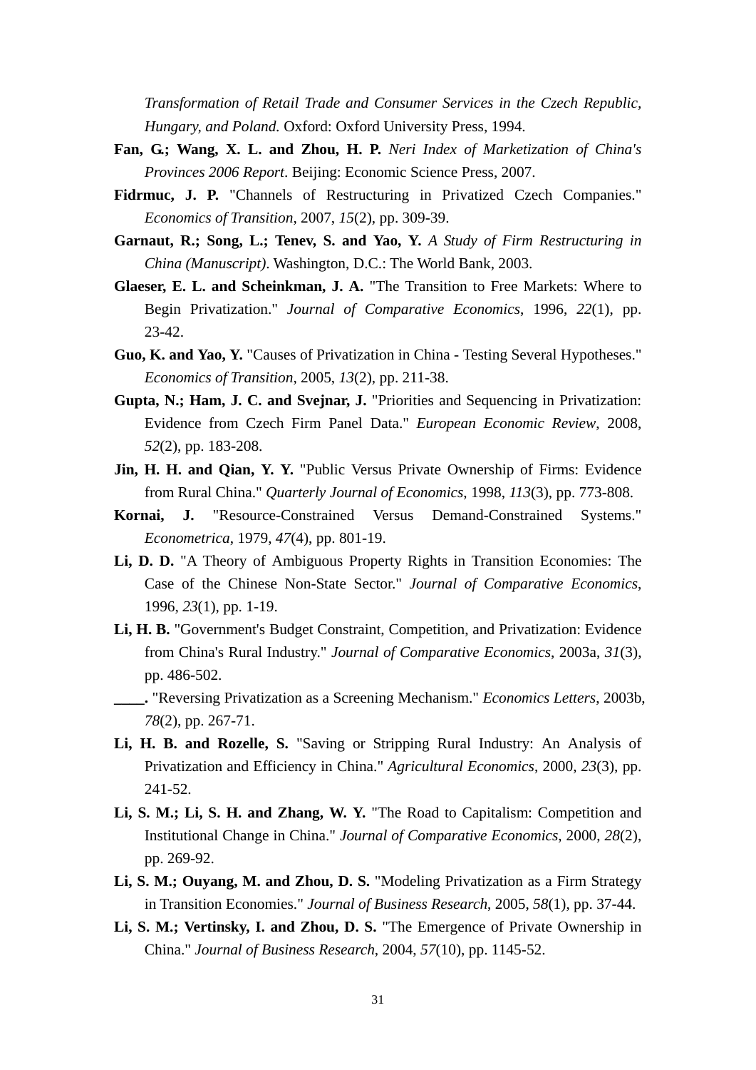*Transformation of Retail Trade and Consumer Services in the Czech Republic, Hungary, and Poland.* Oxford: Oxford University Press, 1994.

**Fan, G.; Wang, X. L. and Zhou, H. P.** *Neri Index of Marketization of China's Provinces 2006 Report*. Beijing: Economic Science Press, 2007.

**Fidrmuc, J. P.** "Channels of Restructuring in Privatized Czech Companies." *Economics of Transition*, 2007, *15*(2), pp. 309-39.

**Garnaut, R.; Song, L.; Tenev, S. and Yao, Y.** *A Study of Firm Restructuring in China (Manuscript)*. Washington, D.C.: The World Bank, 2003.

**Glaeser, E. L. and Scheinkman, J. A.** "The Transition to Free Markets: Where to Begin Privatization." *Journal of Comparative Economics*, 1996, *22*(1), pp. 23-42.

**Guo, K. and Yao, Y.** "Causes of Privatization in China - Testing Several Hypotheses." *Economics of Transition*, 2005, *13*(2), pp. 211-38.

**Gupta, N.; Ham, J. C. and Svejnar, J.** "Priorities and Sequencing in Privatization: Evidence from Czech Firm Panel Data." *European Economic Review*, 2008, *52*(2), pp. 183-208.

**Jin, H. H. and Qian, Y. Y.** "Public Versus Private Ownership of Firms: Evidence from Rural China." *Quarterly Journal of Economics*, 1998, *113*(3), pp. 773-808.

**Kornai, J.** "Resource-Constrained Versus Demand-Constrained Systems." *Econometrica*, 1979, *47*(4), pp. 801-19.

**Li, D. D.** "A Theory of Ambiguous Property Rights in Transition Economies: The Case of the Chinese Non-State Sector." *Journal of Comparative Economics*, 1996, *23*(1), pp. 1-19.

**Li, H. B.** "Government's Budget Constraint, Competition, and Privatization: Evidence from China's Rural Industry." *Journal of Comparative Economics*, 2003a, *31*(3), pp. 486-502.

**____.** "Reversing Privatization as a Screening Mechanism." *Economics Letters*, 2003b, *78*(2), pp. 267-71.

**Li, H. B. and Rozelle, S.** "Saving or Stripping Rural Industry: An Analysis of Privatization and Efficiency in China." *Agricultural Economics*, 2000, *23*(3), pp. 241-52.

**Li, S. M.; Li, S. H. and Zhang, W. Y.** "The Road to Capitalism: Competition and Institutional Change in China." *Journal of Comparative Economics*, 2000, *28*(2), pp. 269-92.

**Li, S. M.; Ouyang, M. and Zhou, D. S.** "Modeling Privatization as a Firm Strategy in Transition Economies." *Journal of Business Research*, 2005, *58*(1), pp. 37-44.

**Li, S. M.; Vertinsky, I. and Zhou, D. S.** "The Emergence of Private Ownership in China." *Journal of Business Research*, 2004, *57*(10), pp. 1145-52.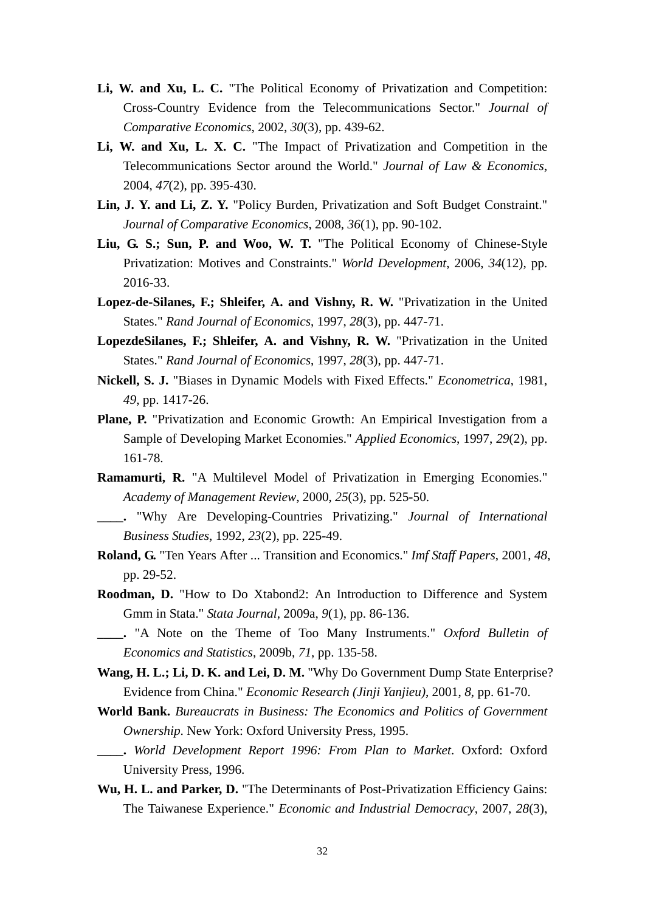**Li, W. and Xu, L. C.** "The Political Economy of Privatization and Competition: Cross-Country Evidence from the Telecommunications Sector." *Journal of Comparative Economics*, 2002, *30*(3), pp. 439-62.

**Li, W. and Xu, L. X. C.** "The Impact of Privatization and Competition in the Telecommunications Sector around the World." *Journal of Law & Economics*, 2004, *47*(2), pp. 395-430.

**Lin, J. Y. and Li, Z. Y.** "Policy Burden, Privatization and Soft Budget Constraint." *Journal of Comparative Economics*, 2008, *36*(1), pp. 90-102.

**Liu, G. S.; Sun, P. and Woo, W. T.** "The Political Economy of Chinese-Style Privatization: Motives and Constraints." *World Development*, 2006, *34*(12), pp. 2016-33.

**Lopez-de-Silanes, F.; Shleifer, A. and Vishny, R. W.** "Privatization in the United States." *Rand Journal of Economics*, 1997, *28*(3), pp. 447-71.

**LopezdeSilanes, F.; Shleifer, A. and Vishny, R. W.** "Privatization in the United States." *Rand Journal of Economics*, 1997, *28*(3), pp. 447-71.

**Nickell, S. J.** "Biases in Dynamic Models with Fixed Effects." *Econometrica*, 1981, *49*, pp. 1417-26.

**Plane, P.** "Privatization and Economic Growth: An Empirical Investigation from a Sample of Developing Market Economies." *Applied Economics*, 1997, *29*(2), pp. 161-78.

**Ramamurti, R.** "A Multilevel Model of Privatization in Emerging Economies." *Academy of Management Review*, 2000, *25*(3), pp. 525-50.

**____.** "Why Are Developing-Countries Privatizing." *Journal of International Business Studies*, 1992, *23*(2), pp. 225-49.

**Roland, G.** "Ten Years After ... Transition and Economics." *Imf Staff Papers*, 2001, *48*, pp. 29-52.

**Roodman, D.** "How to Do Xtabond2: An Introduction to Difference and System Gmm in Stata." *Stata Journal*, 2009a, *9*(1), pp. 86-136.

**____.** "A Note on the Theme of Too Many Instruments." *Oxford Bulletin of Economics and Statistics*, 2009b, *71*, pp. 135-58.

**Wang, H. L.; Li, D. K. and Lei, D. M.** "Why Do Government Dump State Enterprise? Evidence from China." *Economic Research (Jinji Yanjieu)*, 2001, *8*, pp. 61-70.

**World Bank.** *Bureaucrats in Business: The Economics and Politics of Government Ownership.* New York: Oxford University Press, 1995.

**____.** *World Development Report 1996: From Plan to Market*. Oxford: Oxford University Press, 1996.

**Wu, H. L. and Parker, D.** "The Determinants of Post-Privatization Efficiency Gains: The Taiwanese Experience." *Economic and Industrial Democracy*, 2007, *28*(3),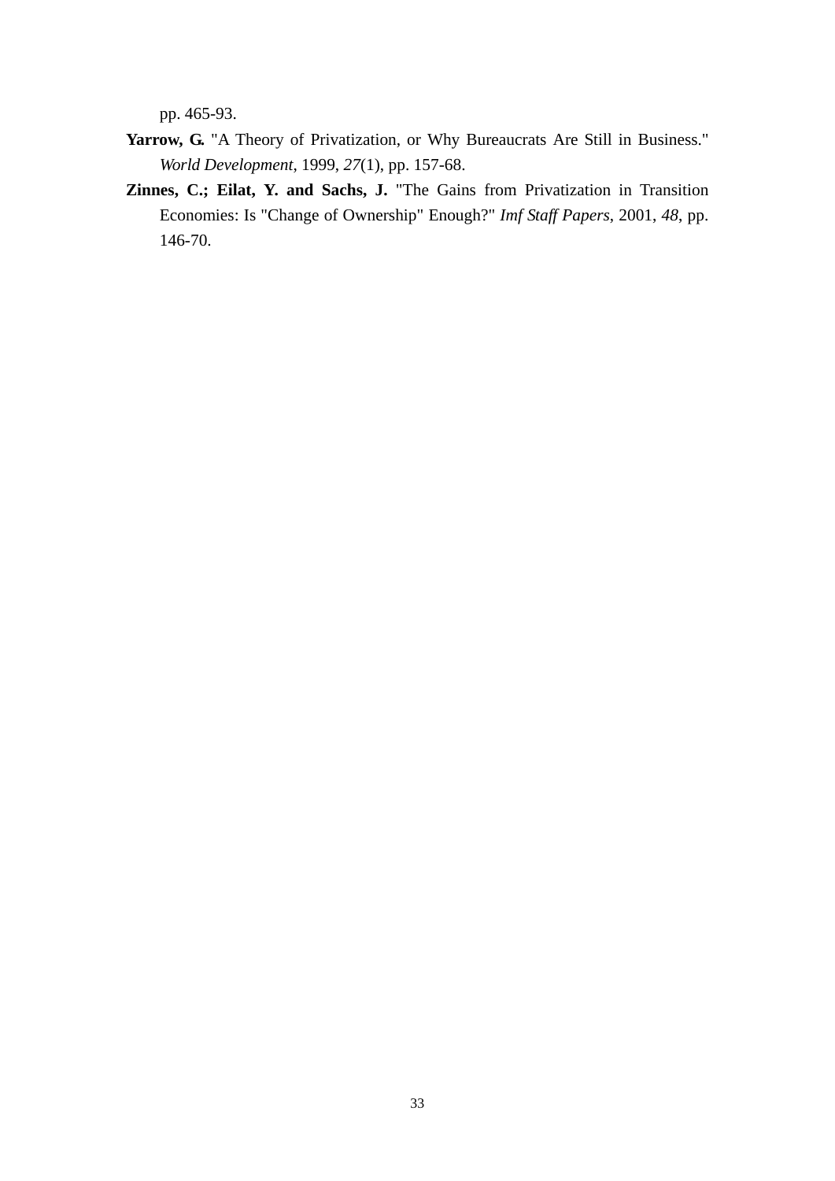pp. 465-93.

**Yarrow, G.** "A Theory of Privatization, or Why Bureaucrats Are Still in Business." *World Development*, 1999, *27*(1), pp. 157-68.

**Zinnes, C.; Eilat, Y. and Sachs, J.** "The Gains from Privatization in Transition Economies: Is "Change of Ownership" Enough?" *Imf Staff Papers*, 2001, *48*, pp. 146-70.